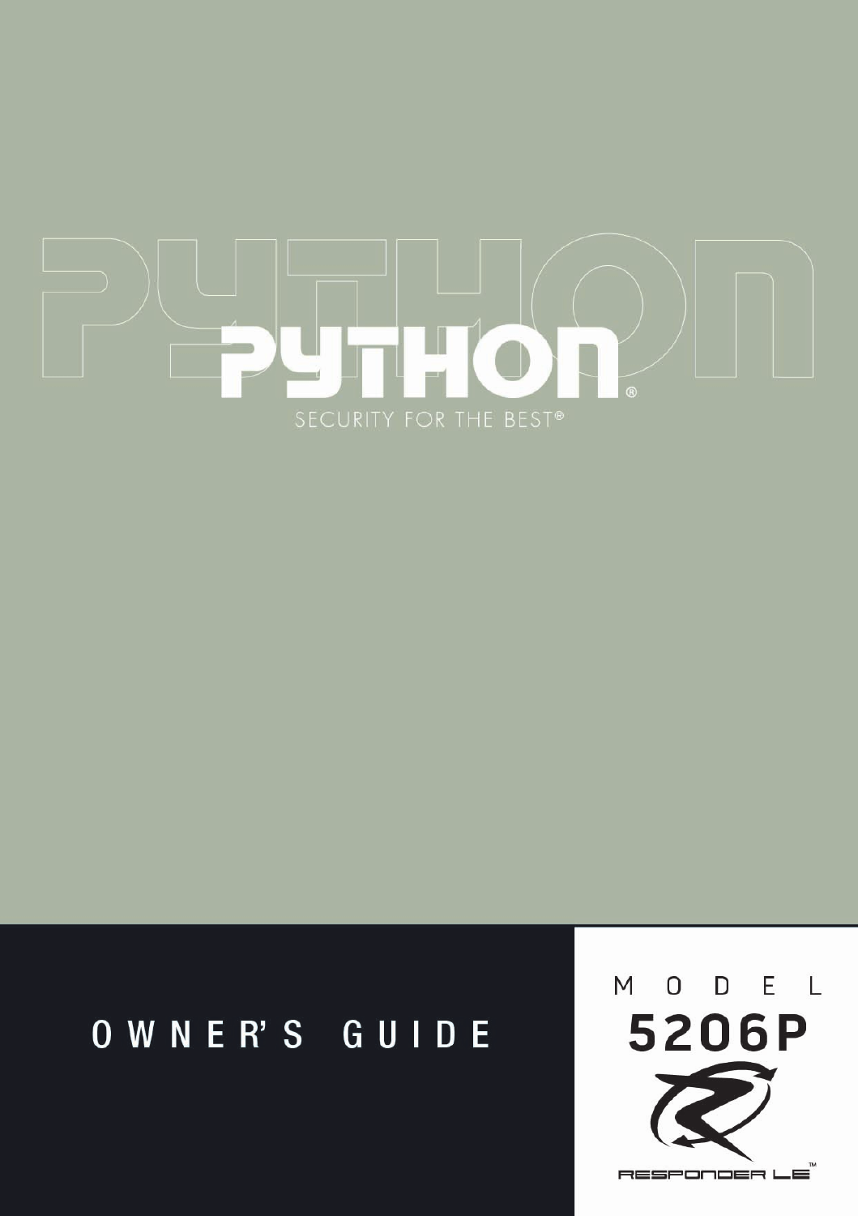# PYTHON®

SECURITY FOR THE BEST®

## OWNER'S GUIDE

MODEL

**5206P**

RESPONDER LE™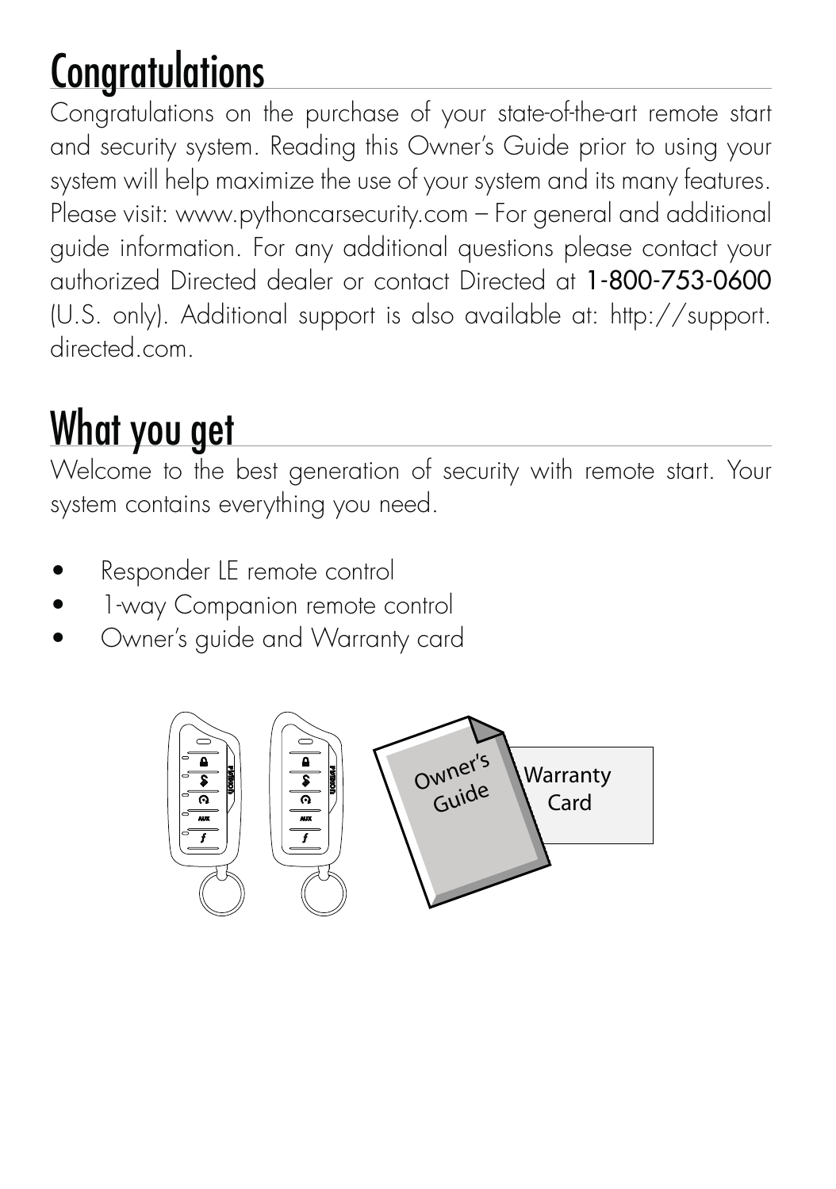# Congratulations

Congratulations on the purchase of your state-of-the-art remote start and security system. Reading this Owner's Guide prior to using your system will help maximize the use of your system and its many features. Please visit: www.pythoncarsecurity.com – For general and additional guide information. For any additional questions please contact your authorized Directed dealer or contact Directed at 1-800-753-0600 (U.S. only). Additional support is also available at: http://support.directed.com.

# What you get

Welcome to the best generation of security with remote start. Your system contains everything you need.

- Responder LE remote control
- 1-way Companion remote control
- Owner's guide and Warranty card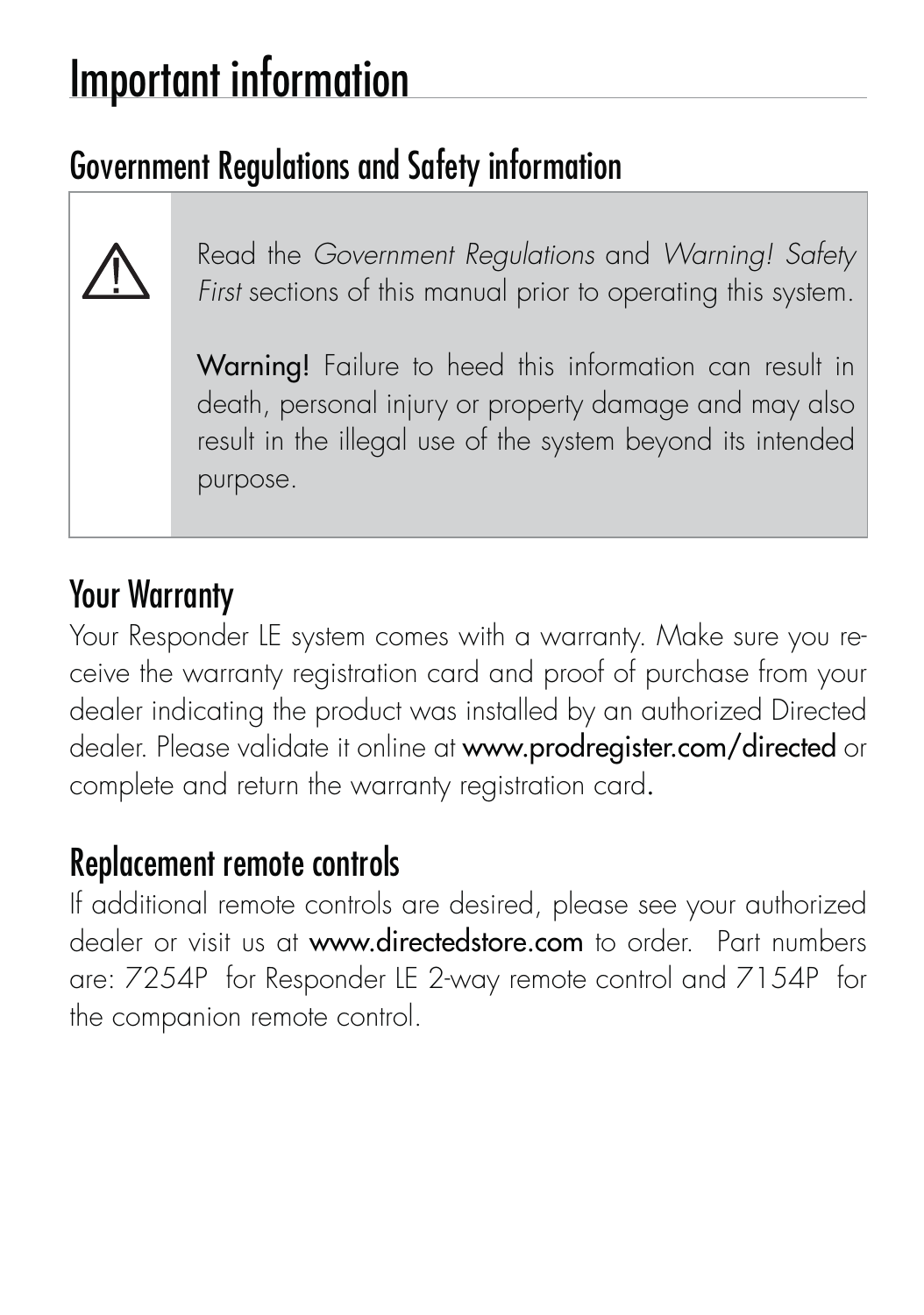# Important information

## Government Regulations and Safety information

> ⚠ Read the *Government Regulations* and *Warning! Safety First* sections of this manual prior to operating this system.
>
> **Warning!** Failure to heed this information can result in death, personal injury or property damage and may also result in the illegal use of the system beyond its intended purpose.

## Your Warranty

Your Responder LE system comes with a warranty. Make sure you receive the warranty registration card and proof of purchase from your dealer indicating the product was installed by an authorized Directed dealer. Please validate it online at **www.prodregister.com/directed** or complete and return the warranty registration card.

## Replacement remote controls

If additional remote controls are desired, please see your authorized dealer or visit us at **www.directedstore.com** to order. Part numbers are: 7254P for Responder LE 2-way remote control and 7154P for the companion remote control.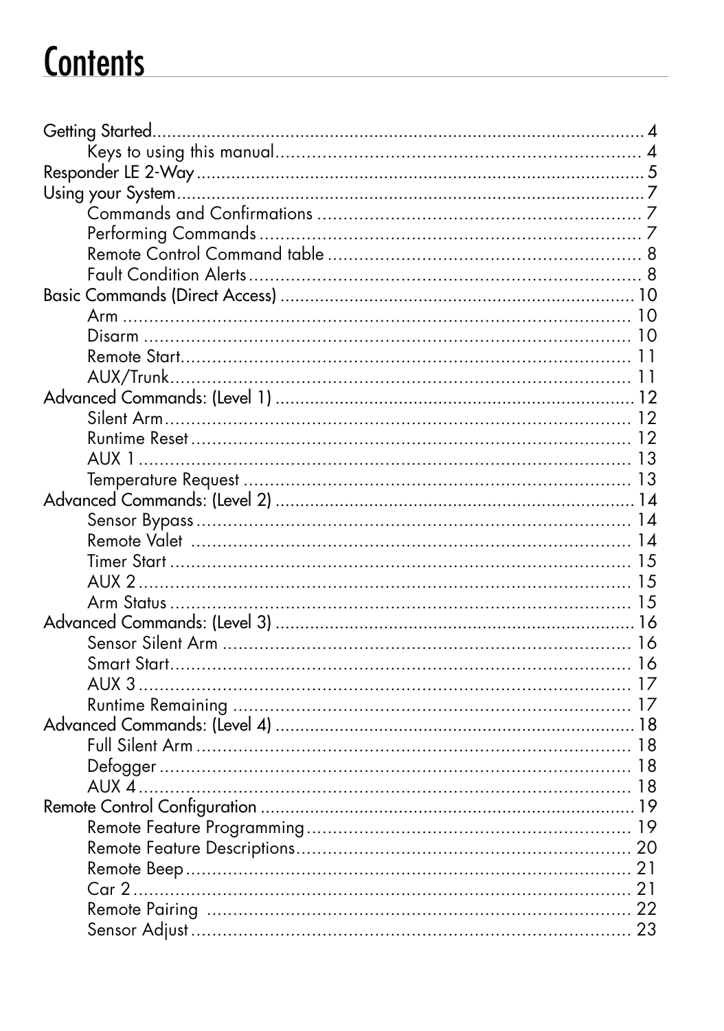# Contents

- Getting Started ... 4
  - Keys to using this manual ... 4
- Responder LE 2-Way ... 5
- Using your System ... 7
  - Commands and Confirmations ... 7
  - Performing Commands ... 7
  - Remote Control Command table ... 8
  - Fault Condition Alerts ... 8
- Basic Commands (Direct Access) ... 10
  - Arm ... 10
  - Disarm ... 10
  - Remote Start ... 11
  - AUX/Trunk ... 11
- Advanced Commands: (Level 1) ... 12
  - Silent Arm ... 12
  - Runtime Reset ... 12
  - AUX 1 ... 13
  - Temperature Request ... 13
- Advanced Commands: (Level 2) ... 14
  - Sensor Bypass ... 14
  - Remote Valet ... 14
  - Timer Start ... 15
  - AUX 2 ... 15
  - Arm Status ... 15
- Advanced Commands: (Level 3) ... 16
  - Sensor Silent Arm ... 16
  - Smart Start ... 16
  - AUX 3 ... 17
  - Runtime Remaining ... 17
- Advanced Commands: (Level 4) ... 18
  - Full Silent Arm ... 18
  - Defogger ... 18
  - AUX 4 ... 18
- Remote Control Configuration ... 19
  - Remote Feature Programming ... 19
  - Remote Feature Descriptions ... 20
  - Remote Beep ... 21
  - Car 2 ... 21
  - Remote Pairing ... 22
  - Sensor Adjust ... 23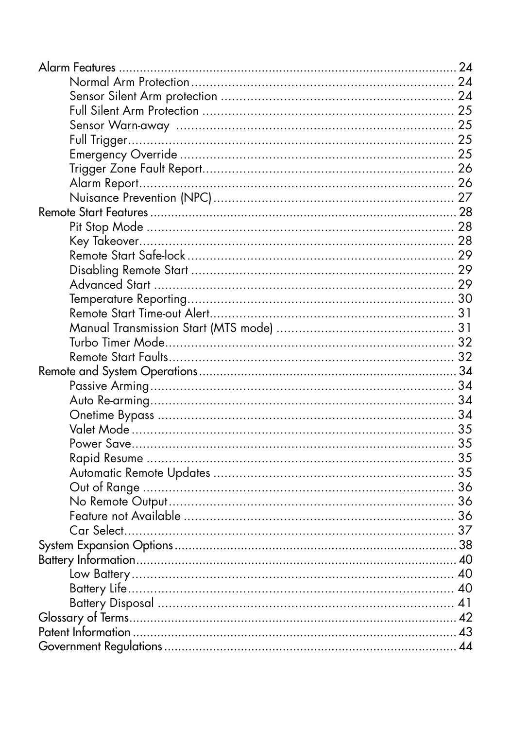- Alarm Features ... 24
  - Normal Arm Protection ... 24
  - Sensor Silent Arm protection ... 24
  - Full Silent Arm Protection ... 25
  - Sensor Warn-away ... 25
  - Full Trigger ... 25
  - Emergency Override ... 25
  - Trigger Zone Fault Report ... 26
  - Alarm Report ... 26
  - Nuisance Prevention (NPC) ... 27
- Remote Start Features ... 28
  - Pit Stop Mode ... 28
  - Key Takeover ... 28
  - Remote Start Safe-lock ... 29
  - Disabling Remote Start ... 29
  - Advanced Start ... 29
  - Temperature Reporting ... 30
  - Remote Start Time-out Alert ... 31
  - Manual Transmission Start (MTS mode) ... 31
  - Turbo Timer Mode ... 32
  - Remote Start Faults ... 32
- Remote and System Operations ... 34
  - Passive Arming ... 34
  - Auto Re-arming ... 34
  - Onetime Bypass ... 34
  - Valet Mode ... 35
  - Power Save ... 35
  - Rapid Resume ... 35
  - Automatic Remote Updates ... 35
  - Out of Range ... 36
  - No Remote Output ... 36
  - Feature not Available ... 36
  - Car Select ... 37
- System Expansion Options ... 38
- Battery Information ... 40
  - Low Battery ... 40
  - Battery Life ... 40
  - Battery Disposal ... 41
- Glossary of Terms ... 42
- Patent Information ... 43
- Government Regulations ... 44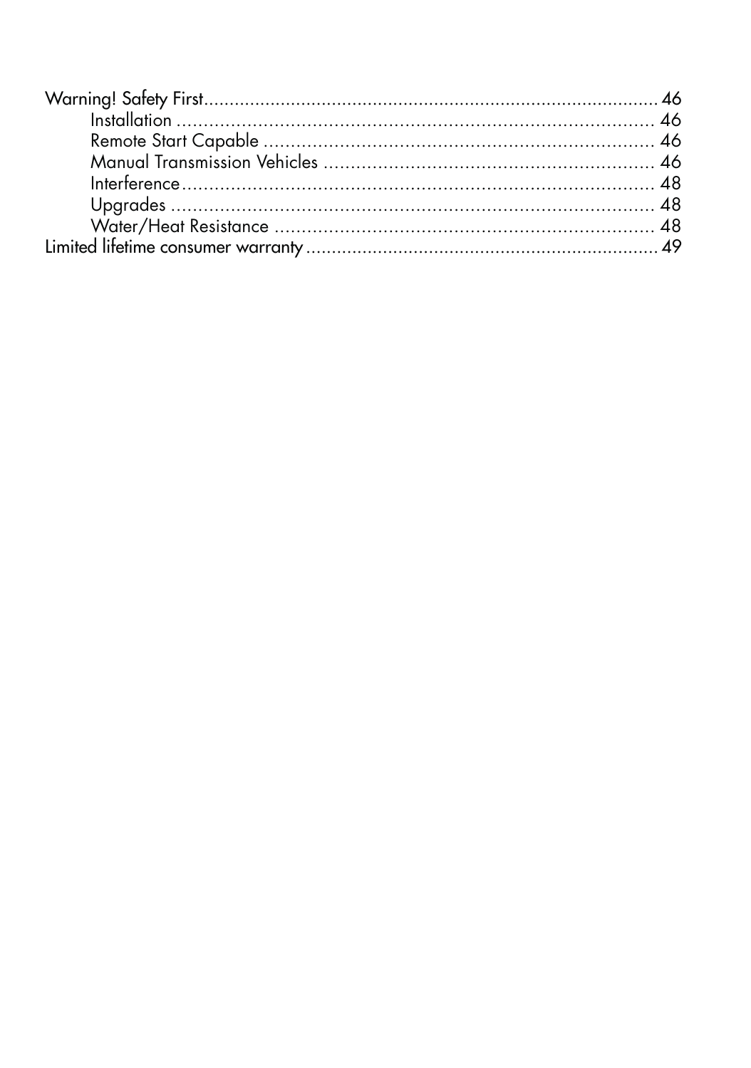Warning! Safety First........................................................................................ 46

- Installation ........................................................................................ 46
- Remote Start Capable ........................................................................ 46
- Manual Transmission Vehicles ............................................................ 46
- Interference........................................................................................ 48
- Upgrades .......................................................................................... 48
- Water/Heat Resistance ...................................................................... 48

Limited lifetime consumer warranty ..................................................................... 49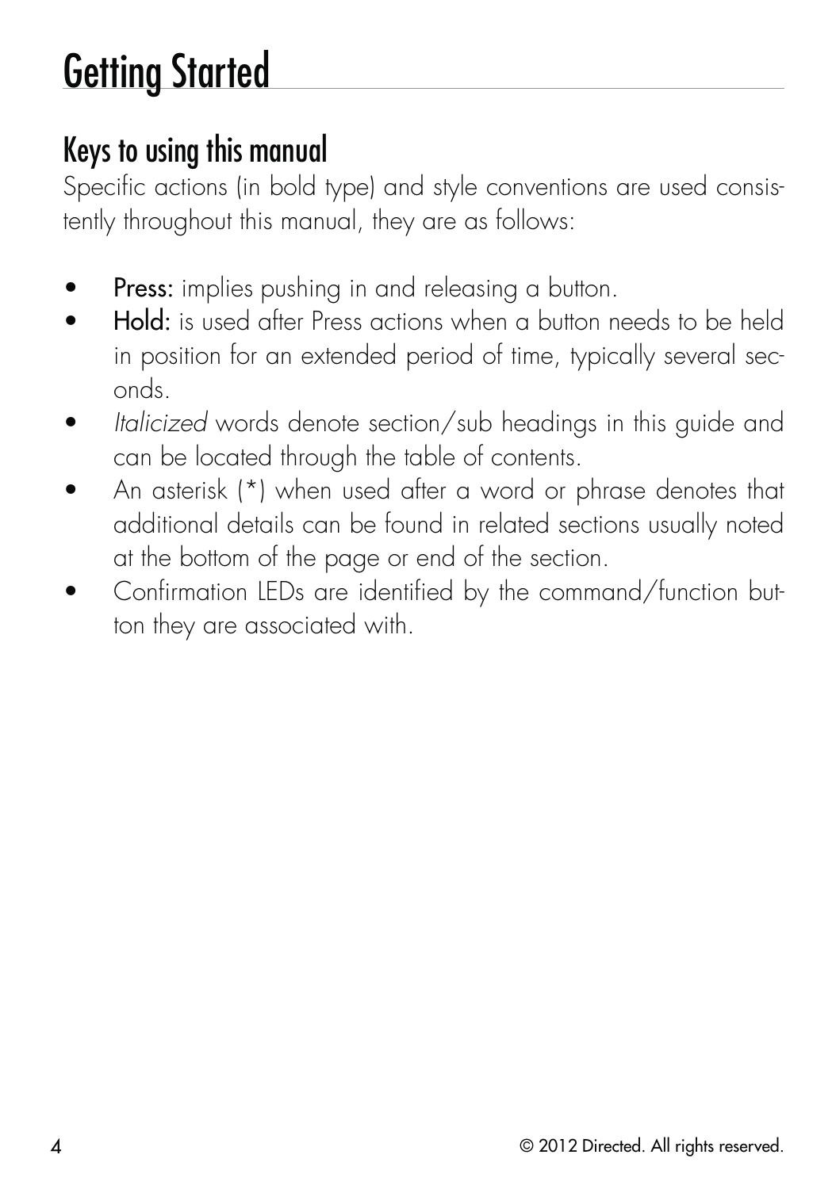# Getting Started

## Keys to using this manual

Specific actions (in bold type) and style conventions are used consistently throughout this manual, they are as follows:

- **Press:** implies pushing in and releasing a button.
- **Hold:** is used after Press actions when a button needs to be held in position for an extended period of time, typically several seconds.
- *Italicized* words denote section/sub headings in this guide and can be located through the table of contents.
- An asterisk (*) when used after a word or phrase denotes that additional details can be found in related sections usually noted at the bottom of the page or end of the section.
- Confirmation LEDs are identified by the command/function button they are associated with.

© 2012 Directed. All rights reserved.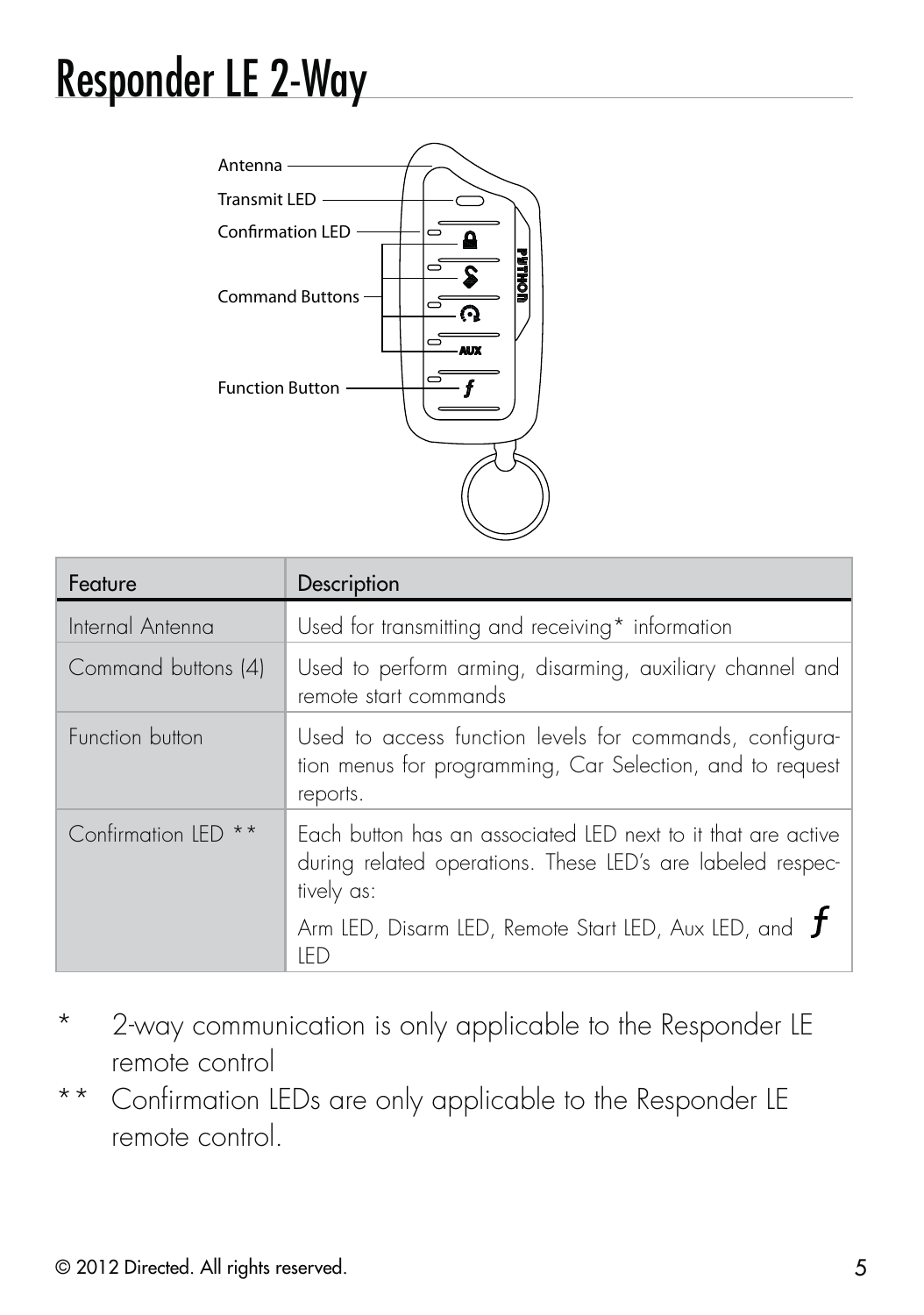# Responder LE 2-Way

Antenna

Transmit LED

Confirmation LED

Command Buttons

Function Button

| Feature | Description |
|---|---|
| Internal Antenna | Used for transmitting and receiving* information |
| Command buttons (4) | Used to perform arming, disarming, auxiliary channel and remote start commands |
| Function button | Used to access function levels for commands, configuration menus for programming, Car Selection, and to request reports. |
| Confirmation LED ** | Each button has an associated LED next to it that are active during related operations. These LED's are labeled respectively as: Arm LED, Disarm LED, Remote Start LED, Aux LED, and *f* LED |

\* 2-way communication is only applicable to the Responder LE remote control

\*\* Confirmation LEDs are only applicable to the Responder LE remote control.

© 2012 Directed. All rights reserved.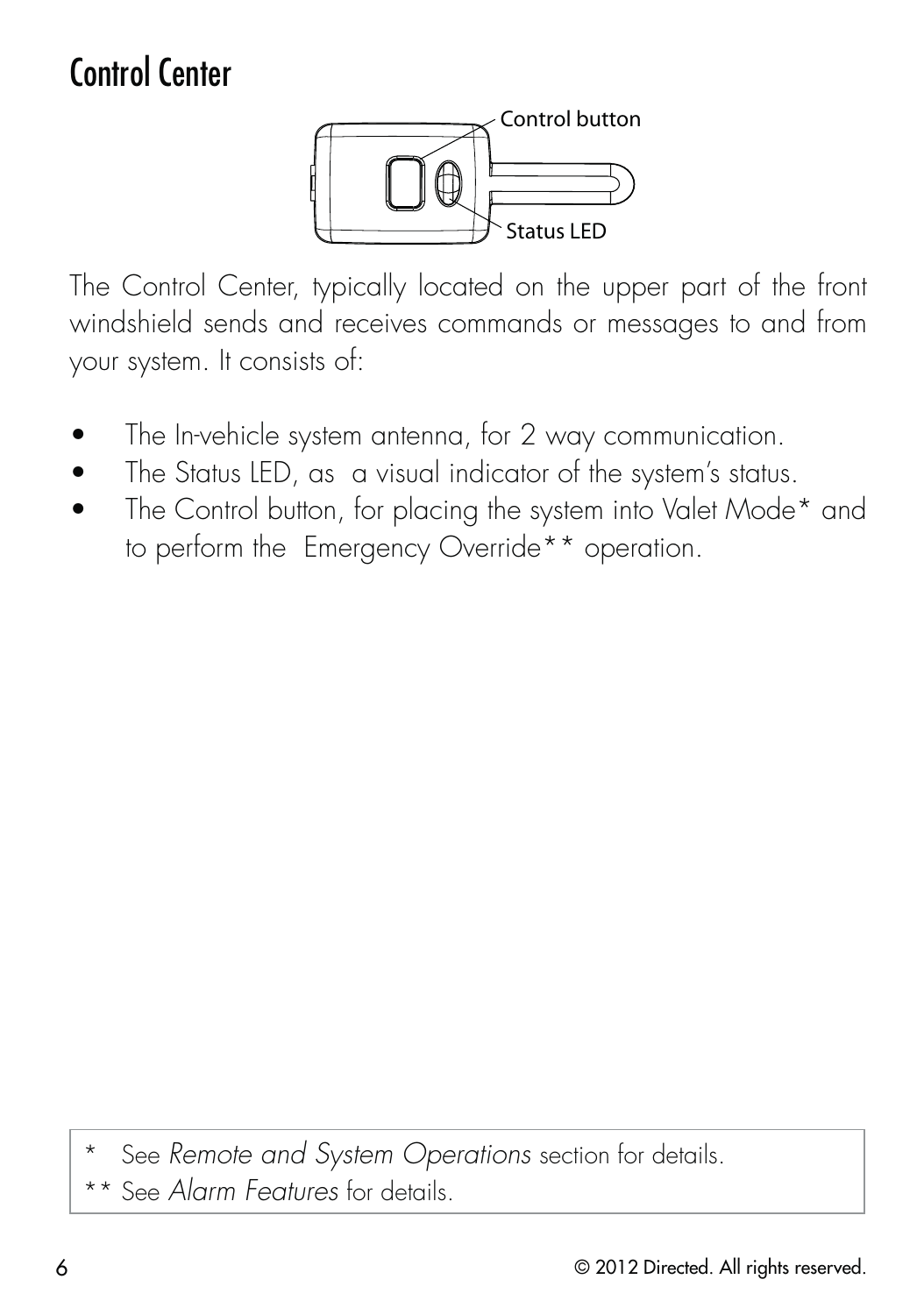# Control Center

Control button

Status LED

The Control Center, typically located on the upper part of the front windshield sends and receives commands or messages to and from your system. It consists of:

- The In-vehicle system antenna, for 2 way communication.
- The Status LED, as a visual indicator of the system's status.
- The Control button, for placing the system into Valet Mode* and to perform the Emergency Override** operation.

\* See *Remote and System Operations* section for details.

\** See *Alarm Features* for details.

© 2012 Directed. All rights reserved.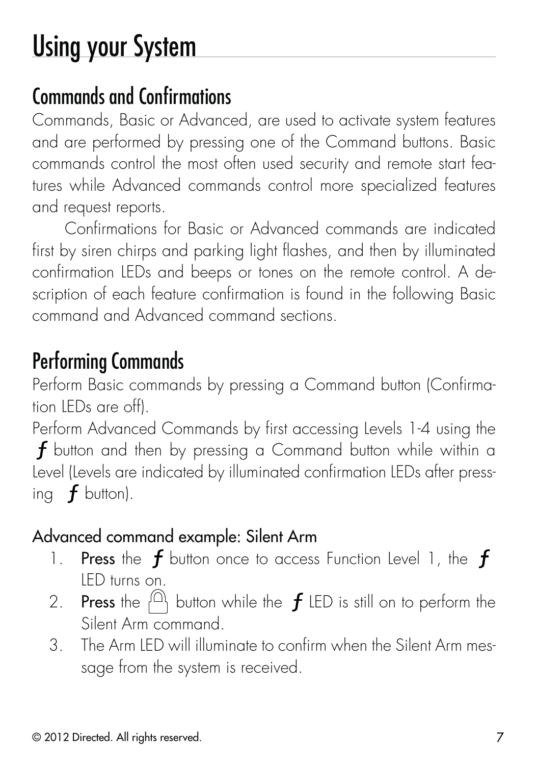# Using your System

## Commands and Confirmations

Commands, Basic or Advanced, are used to activate system features and are performed by pressing one of the Command buttons. Basic commands control the most often used security and remote start features while Advanced commands control more specialized features and request reports.

Confirmations for Basic or Advanced commands are indicated first by siren chirps and parking light flashes, and then by illuminated confirmation LEDs and beeps or tones on the remote control. A description of each feature confirmation is found in the following Basic command and Advanced command sections.

## Performing Commands

Perform Basic commands by pressing a Command button (Confirmation LEDs are off).

Perform Advanced Commands by first accessing Levels 1-4 using the ***f*** button and then by pressing a Command button while within a Level (Levels are indicated by illuminated confirmation LEDs after pressing ***f*** button).

### Advanced command example: Silent Arm

1. **Press** the ***f*** button once to access Function Level 1, the ***f*** LED turns on.
2. **Press** the 🔒 button while the ***f*** LED is still on to perform the Silent Arm command.
3. The Arm LED will illuminate to confirm when the Silent Arm message from the system is received.

© 2012 Directed. All rights reserved.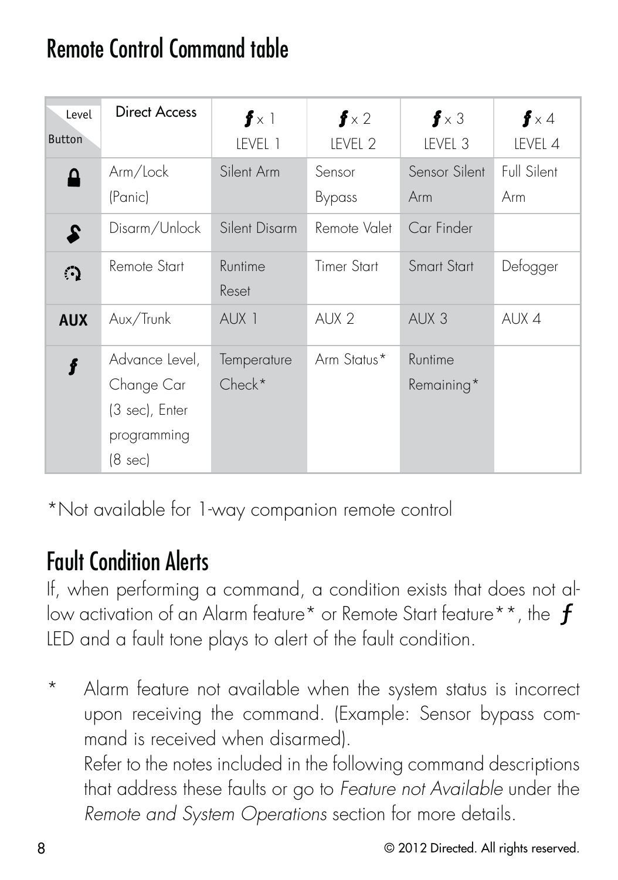## Remote Control Command table

| Level / Button | Direct Access | ƒ x 1 LEVEL 1 | ƒ x 2 LEVEL 2 | ƒ x 3 LEVEL 3 | ƒ x 4 LEVEL 4 |
|---|---|---|---|---|---|
| 🔒 (Lock) | Arm/Lock (Panic) | Silent Arm | Sensor Bypass | Sensor Silent Arm | Full Silent Arm |
| 🔓 (Unlock) | Disarm/Unlock | Silent Disarm | Remote Valet | Car Finder | |
| (Remote Start) | Remote Start | Runtime Reset | Timer Start | Smart Start | Defogger |
| AUX | Aux/Trunk | AUX 1 | AUX 2 | AUX 3 | AUX 4 |
| ƒ | Advance Level, Change Car (3 sec), Enter programming (8 sec) | Temperature Check* | Arm Status* | Runtime Remaining* | |

*Not available for 1-way companion remote control

## Fault Condition Alerts

If, when performing a command, a condition exists that does not allow activation of an Alarm feature* or Remote Start feature**, the ƒ LED and a fault tone plays to alert of the fault condition.

\* Alarm feature not available when the system status is incorrect upon receiving the command. (Example: Sensor bypass command is received when disarmed).
Refer to the notes included in the following command descriptions that address these faults or go to *Feature not Available* under the *Remote and System Operations* section for more details.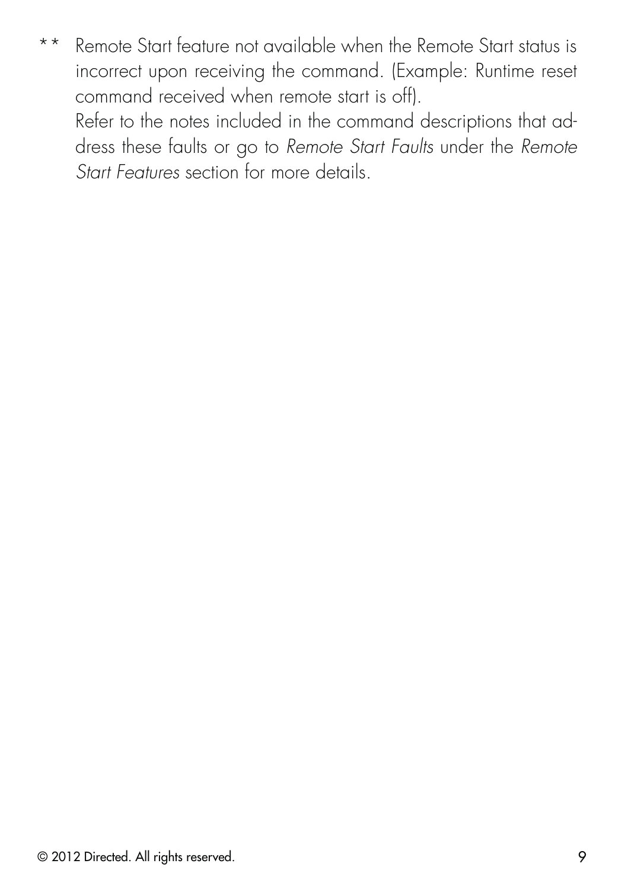** Remote Start feature not available when the Remote Start status is incorrect upon receiving the command. (Example: Runtime reset command received when remote start is off).

Refer to the notes included in the command descriptions that address these faults or go to *Remote Start Faults* under the *Remote Start Features* section for more details.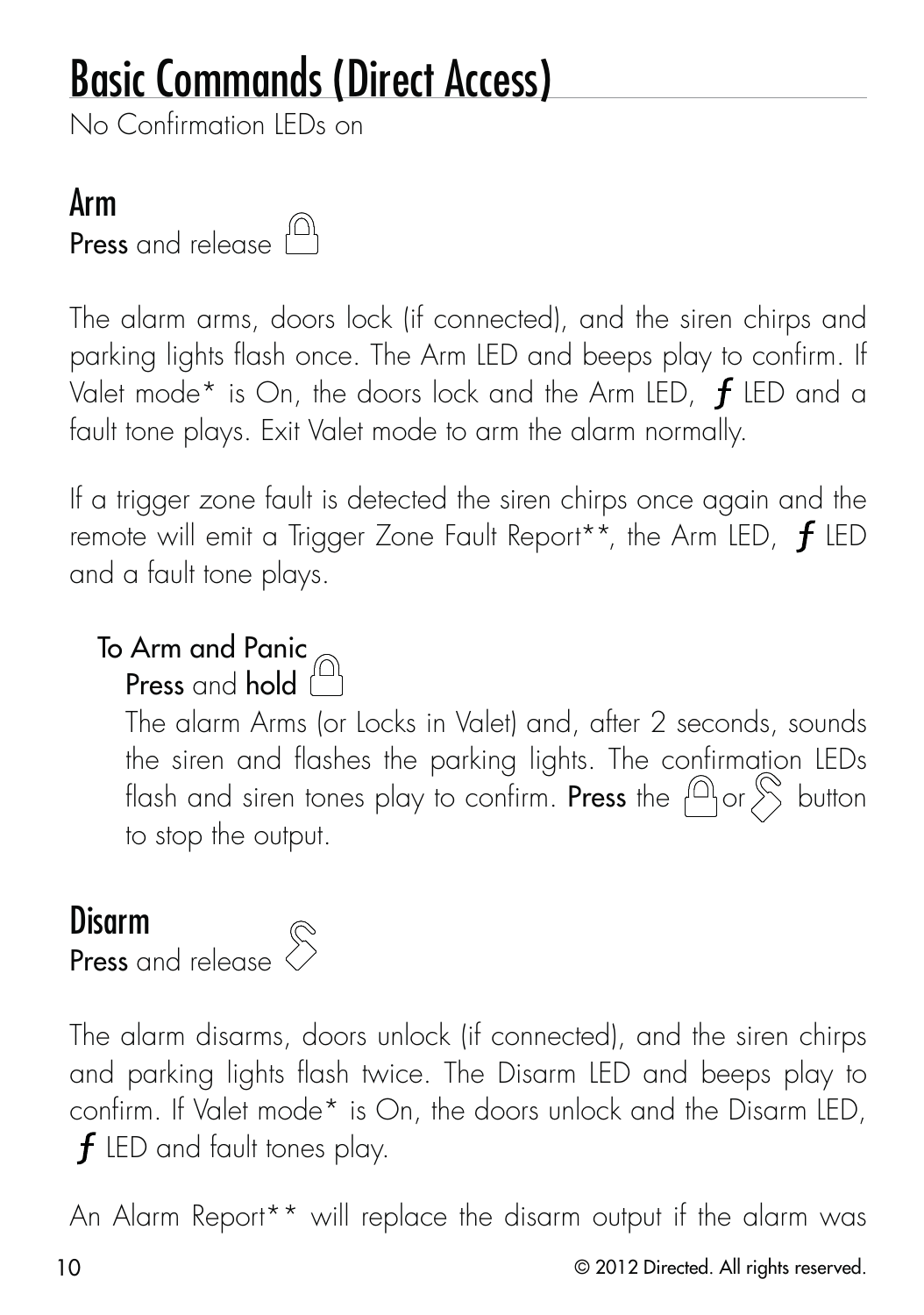# Basic Commands (Direct Access)

No Confirmation LEDs on

## Arm

**Press** and release

The alarm arms, doors lock (if connected), and the siren chirps and parking lights flash once. The Arm LED and beeps play to confirm. If Valet mode* is On, the doors lock and the Arm LED, ***f*** LED and a fault tone plays. Exit Valet mode to arm the alarm normally.

If a trigger zone fault is detected the siren chirps once again and the remote will emit a Trigger Zone Fault Report**, the Arm LED, ***f*** LED and a fault tone plays.

### To Arm and Panic

**Press** and **hold**

The alarm Arms (or Locks in Valet) and, after 2 seconds, sounds the siren and flashes the parking lights. The confirmation LEDs flash and siren tones play to confirm. **Press** the or button to stop the output.

## Disarm

**Press** and release

The alarm disarms, doors unlock (if connected), and the siren chirps and parking lights flash twice. The Disarm LED and beeps play to confirm. If Valet mode* is On, the doors unlock and the Disarm LED, ***f*** LED and fault tones play.

An Alarm Report** will replace the disarm output if the alarm was

© 2012 Directed. All rights reserved.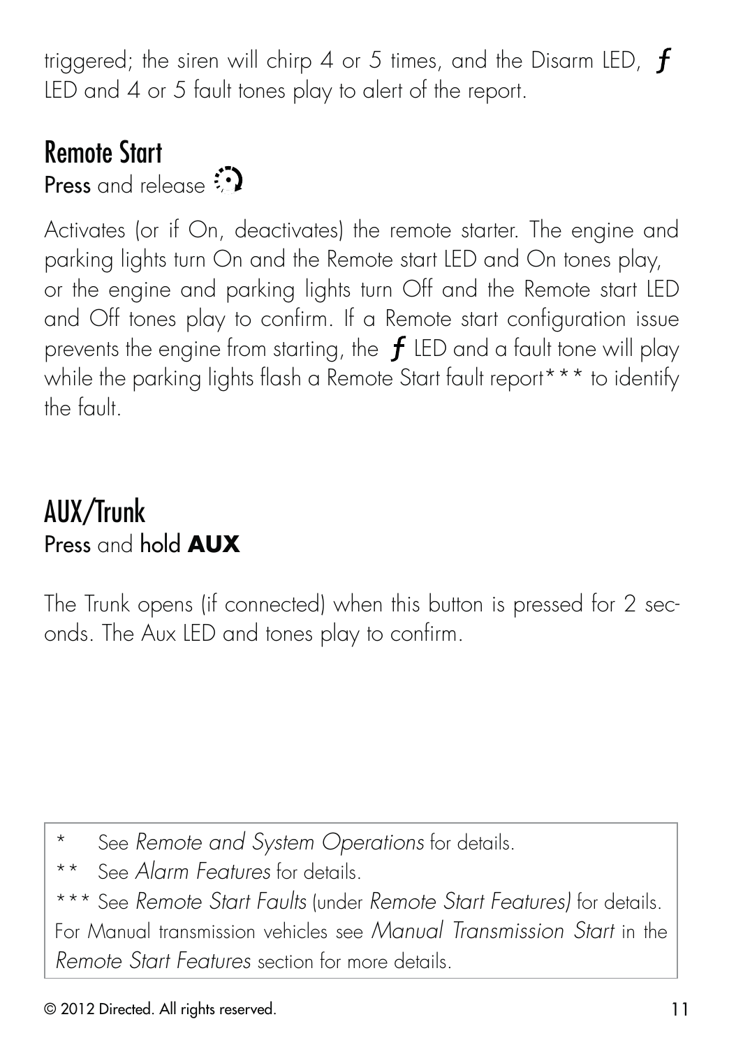triggered; the siren will chirp 4 or 5 times, and the Disarm LED, *ƒ* LED and 4 or 5 fault tones play to alert of the report.

## Remote Start

Press and release

Activates (or if On, deactivates) the remote starter. The engine and parking lights turn On and the Remote start LED and On tones play, or the engine and parking lights turn Off and the Remote start LED and Off tones play to confirm. If a Remote start configuration issue prevents the engine from starting, the *ƒ* LED and a fault tone will play while the parking lights flash a Remote Start fault report*** to identify the fault.

## AUX/Trunk

Press and hold **AUX**

The Trunk opens (if connected) when this button is pressed for 2 seconds. The Aux LED and tones play to confirm.

---

\* See *Remote and System Operations* for details.

** See *Alarm Features* for details.

*** See *Remote Start Faults* (under *Remote Start Features)* for details. For Manual transmission vehicles see *Manual Transmission Start* in the *Remote Start Features* section for more details.

© 2012 Directed. All rights reserved.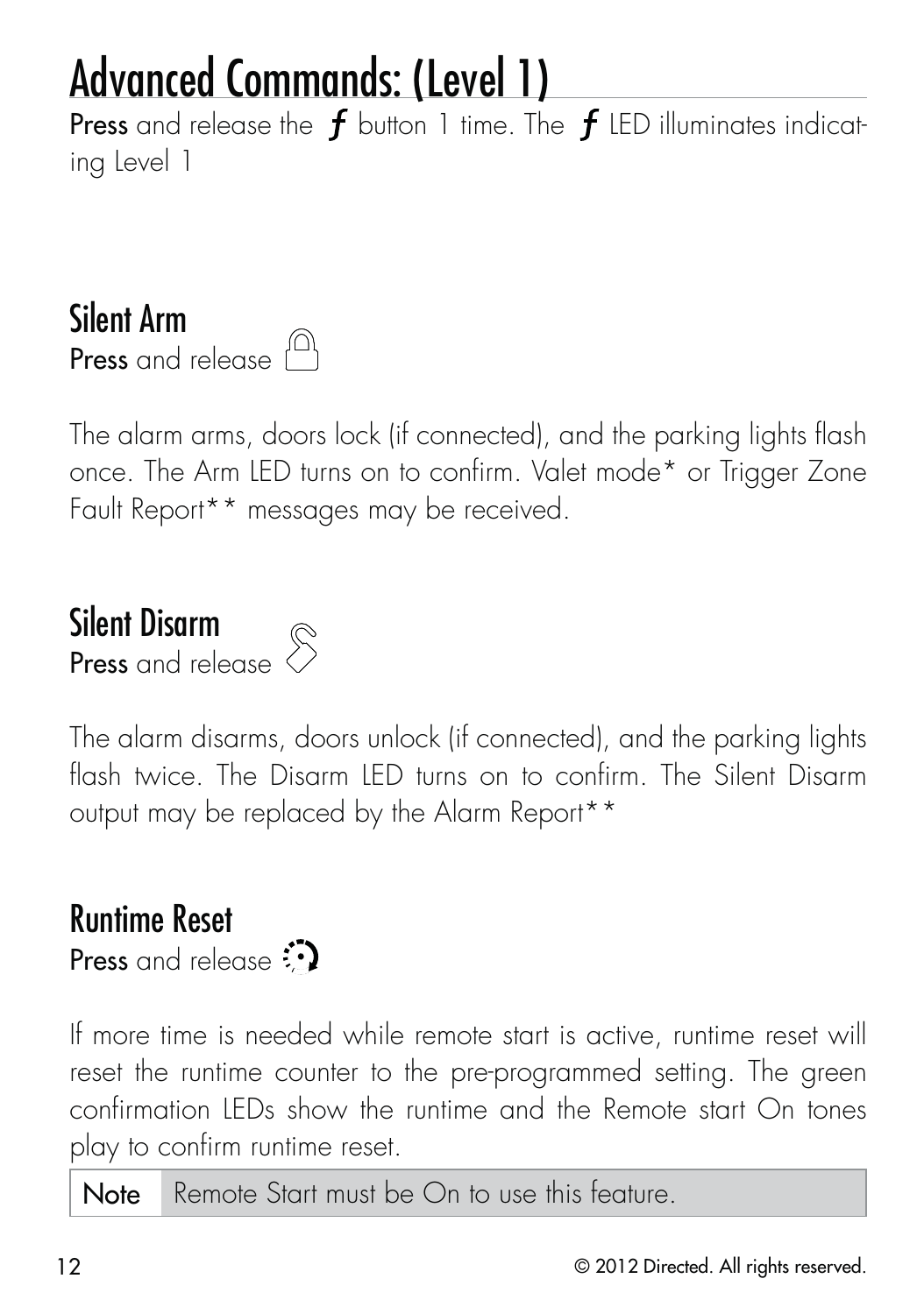# Advanced Commands: (Level 1)

**Press** and release the ƒ button 1 time. The ƒ LED illuminates indicating Level 1

## Silent Arm

**Press** and release 

The alarm arms, doors lock (if connected), and the parking lights flash once. The Arm LED turns on to confirm. Valet mode* or Trigger Zone Fault Report** messages may be received.

## Silent Disarm

**Press** and release 

The alarm disarms, doors unlock (if connected), and the parking lights flash twice. The Disarm LED turns on to confirm. The Silent Disarm output may be replaced by the Alarm Report**

## Runtime Reset

**Press** and release 

If more time is needed while remote start is active, runtime reset will reset the runtime counter to the pre-programmed setting. The green confirmation LEDs show the runtime and the Remote start On tones play to confirm runtime reset.

| Note | Remote Start must be On to use this feature. |
|---|---|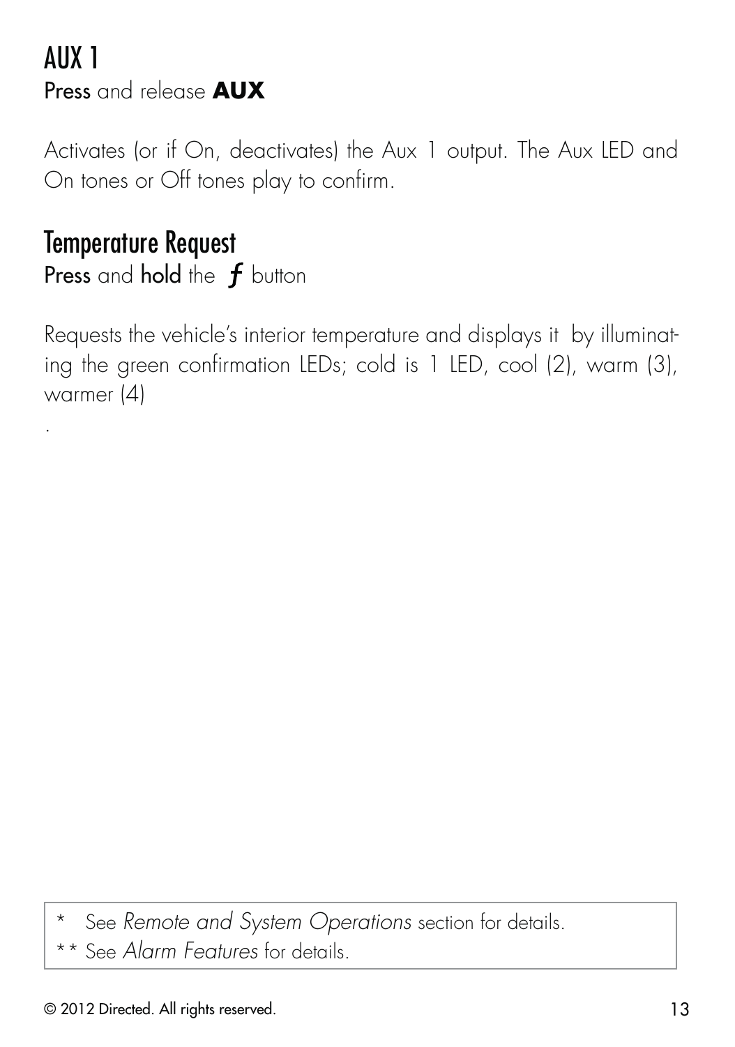## AUX 1

Press and release **AUX**

Activates (or if On, deactivates) the Aux 1 output. The Aux LED and On tones or Off tones play to confirm.

## Temperature Request

Press and hold the ***f*** button

Requests the vehicle's interior temperature and displays it by illuminating the green confirmation LEDs; cold is 1 LED, cool (2), warm (3), warmer (4)

.

| * See *Remote and System Operations* section for details. |
|---|
| ** See *Alarm Features* for details. |

© 2012 Directed. All rights reserved.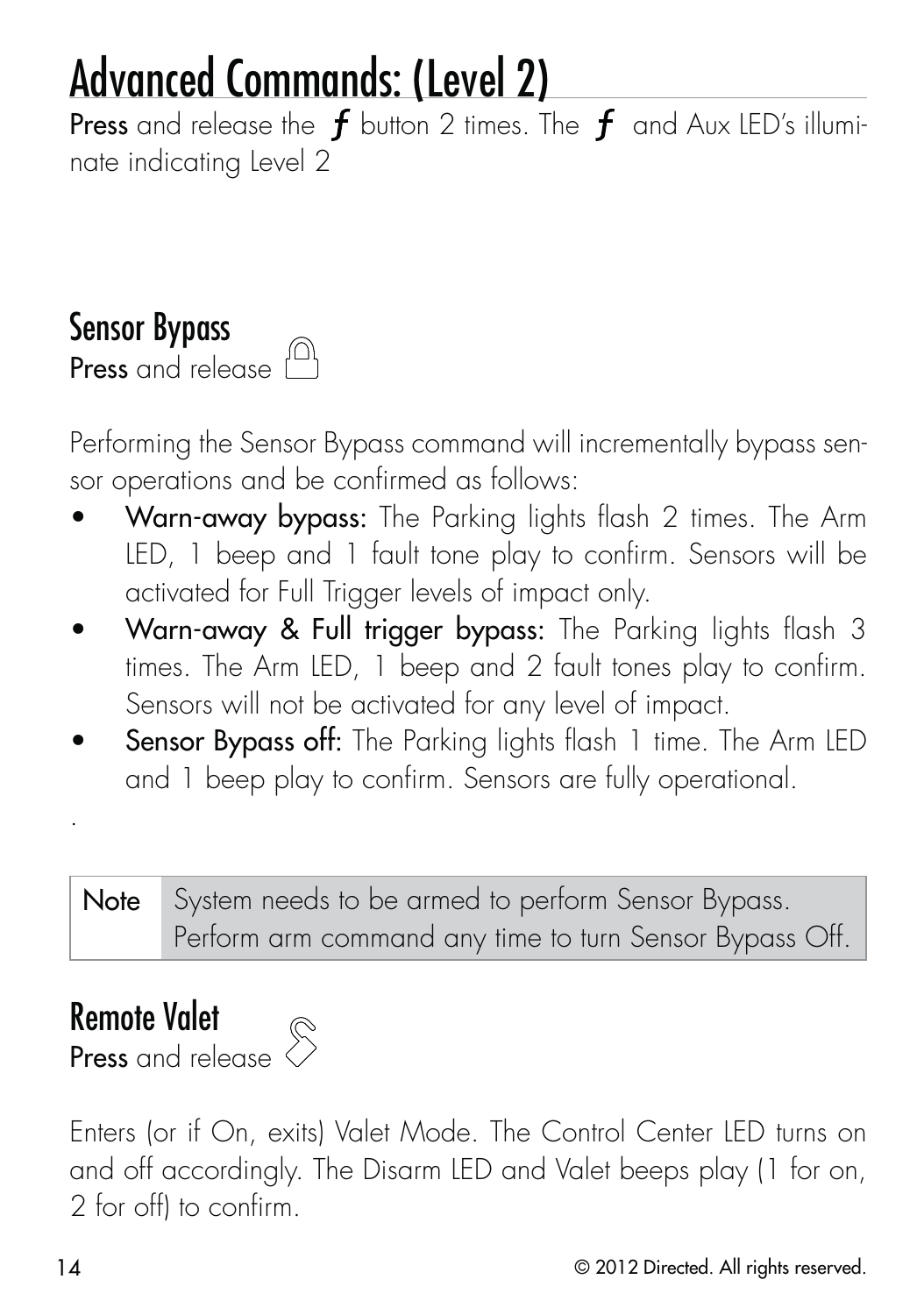# Advanced Commands: (Level 2)

**Press** and release the *ƒ* button 2 times. The *ƒ* and Aux LED's illuminate indicating Level 2

## Sensor Bypass

**Press** and release

Performing the Sensor Bypass command will incrementally bypass sensor operations and be confirmed as follows:

- **Warn-away bypass:** The Parking lights flash 2 times. The Arm LED, 1 beep and 1 fault tone play to confirm. Sensors will be activated for Full Trigger levels of impact only.
- **Warn-away & Full trigger bypass:** The Parking lights flash 3 times. The Arm LED, 1 beep and 2 fault tones play to confirm. Sensors will not be activated for any level of impact.
- **Sensor Bypass off:** The Parking lights flash 1 time. The Arm LED and 1 beep play to confirm. Sensors are fully operational.

.

| Note | System needs to be armed to perform Sensor Bypass. Perform arm command any time to turn Sensor Bypass Off. |
|---|---|

## Remote Valet

**Press** and release

Enters (or if On, exits) Valet Mode. The Control Center LED turns on and off accordingly. The Disarm LED and Valet beeps play (1 for on, 2 for off) to confirm.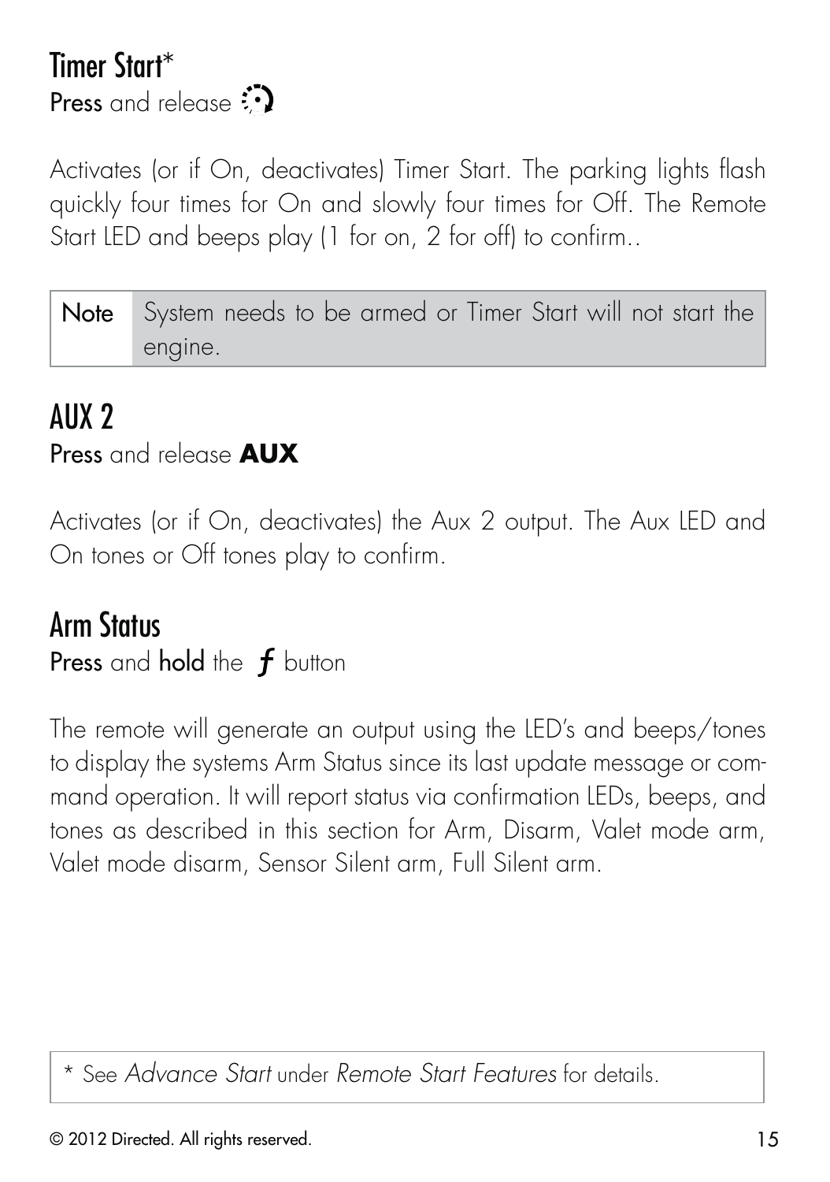## Timer Start*

**Press** and release ⟳

Activates (or if On, deactivates) Timer Start. The parking lights flash quickly four times for On and slowly four times for Off. The Remote Start LED and beeps play (1 for on, 2 for off) to confirm..

| Note | System needs to be armed or Timer Start will not start the engine. |
|---|---|

## AUX 2

**Press** and release **AUX**

Activates (or if On, deactivates) the Aux 2 output. The Aux LED and On tones or Off tones play to confirm.

## Arm Status

**Press** and **hold** the ***f*** button

The remote will generate an output using the LED's and beeps/tones to display the systems Arm Status since its last update message or command operation. It will report status via confirmation LEDs, beeps, and tones as described in this section for Arm, Disarm, Valet mode arm, Valet mode disarm, Sensor Silent arm, Full Silent arm.

* See *Advance Start* under *Remote Start Features* for details.

© 2012 Directed. All rights reserved.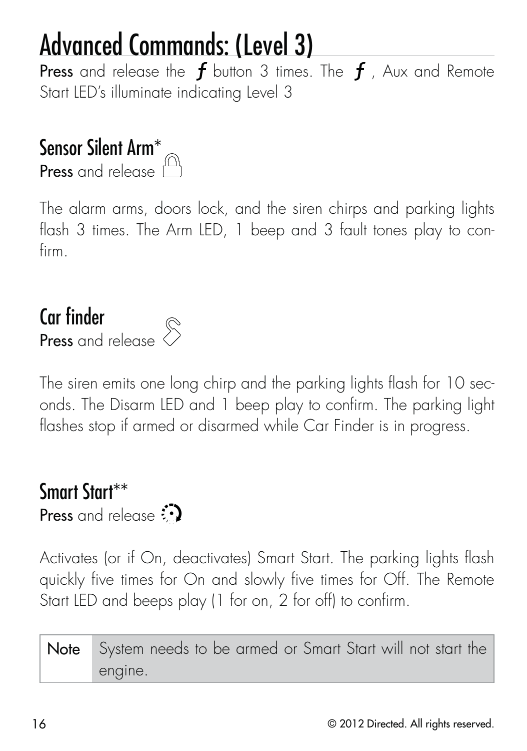# Advanced Commands: (Level 3)

**Press** and release the ***f*** button 3 times. The ***f***, Aux and Remote Start LED's illuminate indicating Level 3

## Sensor Silent Arm*

**Press** and release

The alarm arms, doors lock, and the siren chirps and parking lights flash 3 times. The Arm LED, 1 beep and 3 fault tones play to confirm.

## Car finder

**Press** and release

The siren emits one long chirp and the parking lights flash for 10 seconds. The Disarm LED and 1 beep play to confirm. The parking light flashes stop if armed or disarmed while Car Finder is in progress.

## Smart Start**

**Press** and release

Activates (or if On, deactivates) Smart Start. The parking lights flash quickly five times for On and slowly five times for Off. The Remote Start LED and beeps play (1 for on, 2 for off) to confirm.

| Note | System needs to be armed or Smart Start will not start the engine. |
| --- | --- |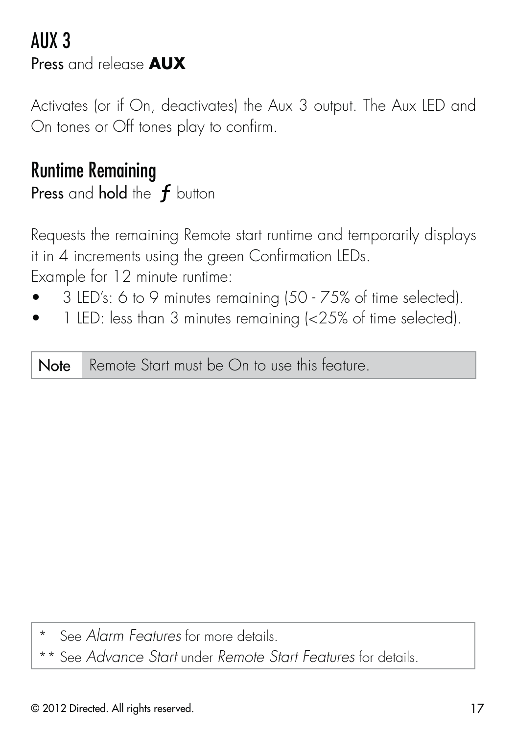## AUX 3

**Press** and release **AUX**

Activates (or if On, deactivates) the Aux 3 output. The Aux LED and On tones or Off tones play to confirm.

## Runtime Remaining

**Press** and **hold** the ***f*** button

Requests the remaining Remote start runtime and temporarily displays it in 4 increments using the green Confirmation LEDs.
Example for 12 minute runtime:

- 3 LED's: 6 to 9 minutes remaining (50 - 75% of time selected).
- 1 LED: less than 3 minutes remaining (<25% of time selected).

| Note | Remote Start must be On to use this feature. |
|---|---|

\* See *Alarm Features* for more details.
\*\* See *Advance Start* under *Remote Start Features* for details.

© 2012 Directed. All rights reserved.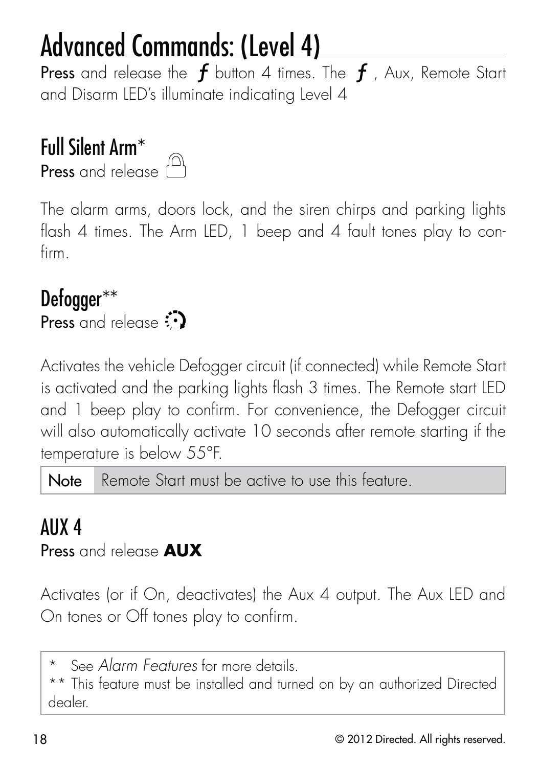# Advanced Commands: (Level 4)

**Press** and release the *ƒ* button 4 times. The *ƒ*, Aux, Remote Start and Disarm LED's illuminate indicating Level 4

## Full Silent Arm*

**Press** and release 🔒

The alarm arms, doors lock, and the siren chirps and parking lights flash 4 times. The Arm LED, 1 beep and 4 fault tones play to confirm.

## Defogger**

**Press** and release

Activates the vehicle Defogger circuit (if connected) while Remote Start is activated and the parking lights flash 3 times. The Remote start LED and 1 beep play to confirm. For convenience, the Defogger circuit will also automatically activate 10 seconds after remote starting if the temperature is below 55°F.

| Note | Remote Start must be active to use this feature. |
|---|---|

## AUX 4

**Press** and release **AUX**

Activates (or if On, deactivates) the Aux 4 output. The Aux LED and On tones or Off tones play to confirm.

\* See *Alarm Features* for more details.
** This feature must be installed and turned on by an authorized Directed dealer.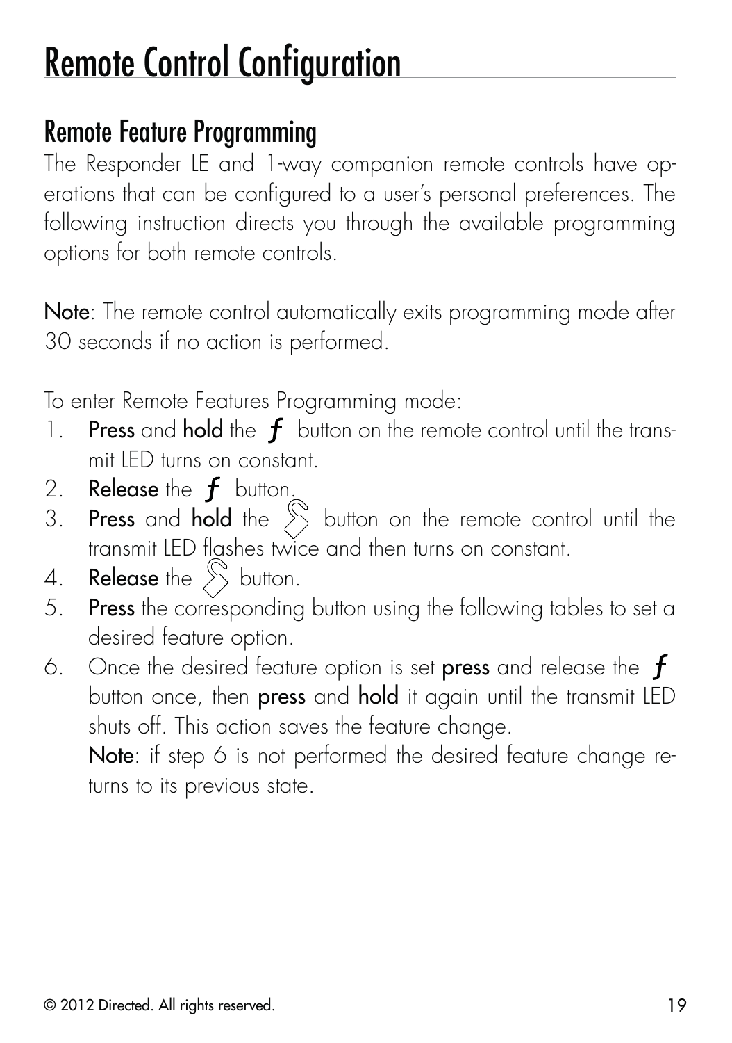# Remote Control Configuration

## Remote Feature Programming

The Responder LE and 1-way companion remote controls have operations that can be configured to a user's personal preferences. The following instruction directs you through the available programming options for both remote controls.

**Note**: The remote control automatically exits programming mode after 30 seconds if no action is performed.

To enter Remote Features Programming mode:

1. **Press** and **hold** the ƒ button on the remote control until the transmit LED turns on constant.
2. **Release** the ƒ button.
3. **Press** and **hold** the button on the remote control until the transmit LED flashes twice and then turns on constant.
4. **Release** the button.
5. **Press** the corresponding button using the following tables to set a desired feature option.
6. Once the desired feature option is set **press** and release the ƒ button once, then **press** and **hold** it again until the transmit LED shuts off. This action saves the feature change.

   **Note**: if step 6 is not performed the desired feature change returns to its previous state.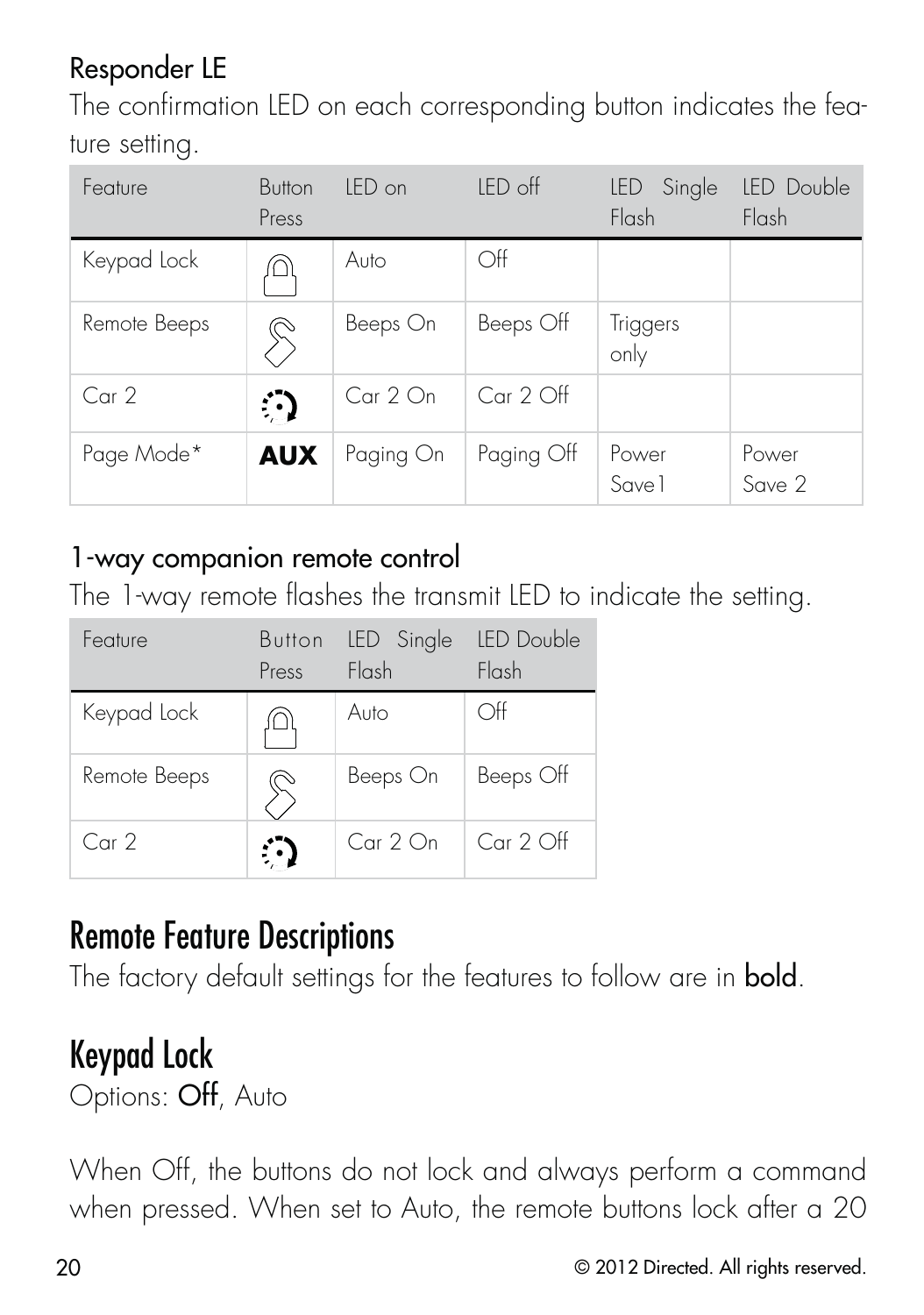### Responder LE

The confirmation LED on each corresponding button indicates the feature setting.

| Feature | Button Press | LED on | LED off | LED Single Flash | LED Double Flash |
|---|---|---|---|---|---|
| Keypad Lock | | Auto | Off | | |
| Remote Beeps | | Beeps On | Beeps Off | Triggers only | |
| Car 2 | | Car 2 On | Car 2 Off | | |
| Page Mode* | **AUX** | Paging On | Paging Off | Power Save1 | Power Save 2 |

### 1-way companion remote control

The 1-way remote flashes the transmit LED to indicate the setting.

| Feature | Button Press | LED Single Flash | LED Double Flash |
|---|---|---|---|
| Keypad Lock | | Auto | Off |
| Remote Beeps | | Beeps On | Beeps Off |
| Car 2 | | Car 2 On | Car 2 Off |

# Remote Feature Descriptions

The factory default settings for the features to follow are in **bold**.

# Keypad Lock

Options: **Off**, Auto

When Off, the buttons do not lock and always perform a command when pressed. When set to Auto, the remote buttons lock after a 20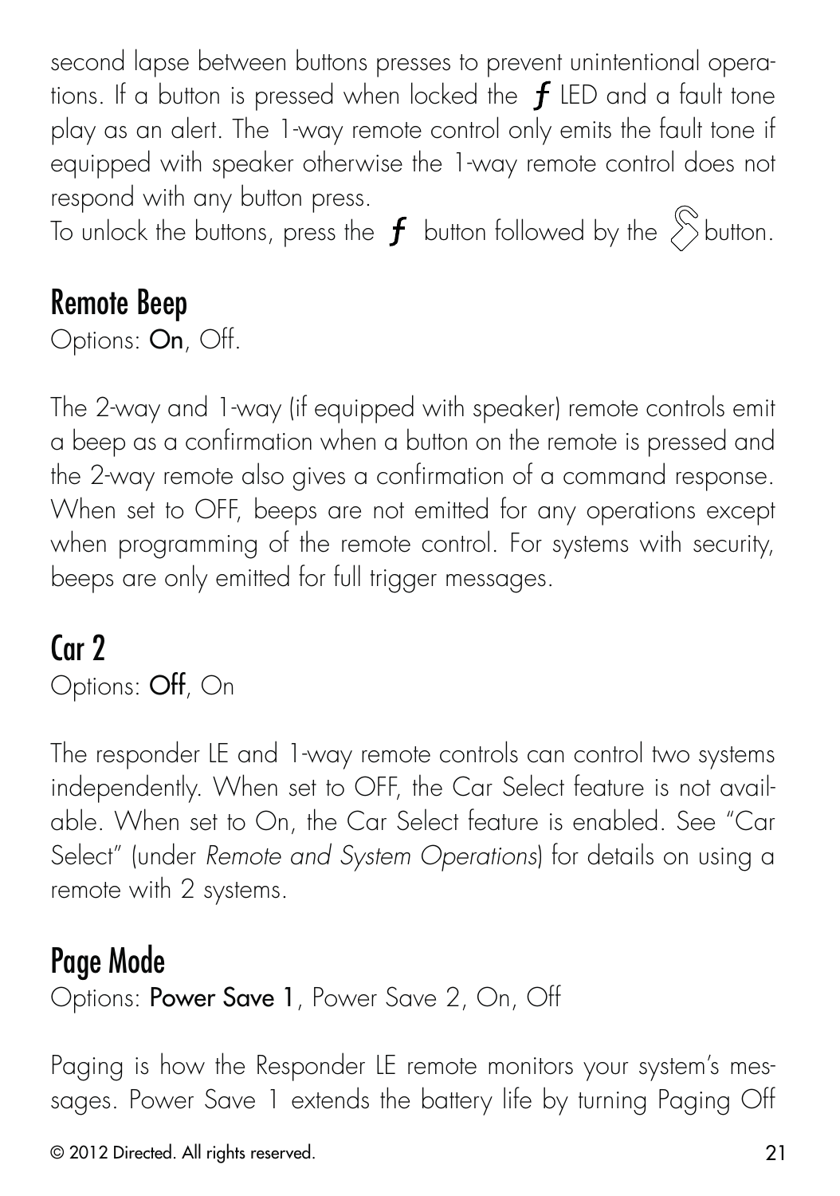second lapse between buttons presses to prevent unintentional operations. If a button is pressed when locked the *f* LED and a fault tone play as an alert. The 1-way remote control only emits the fault tone if equipped with speaker otherwise the 1-way remote control does not respond with any button press.
To unlock the buttons, press the *f* button followed by the button.

## Remote Beep

Options: **On**, Off.

The 2-way and 1-way (if equipped with speaker) remote controls emit a beep as a confirmation when a button on the remote is pressed and the 2-way remote also gives a confirmation of a command response. When set to OFF, beeps are not emitted for any operations except when programming of the remote control. For systems with security, beeps are only emitted for full trigger messages.

## Car 2

Options: **Off**, On

The responder LE and 1-way remote controls can control two systems independently. When set to OFF, the Car Select feature is not available. When set to On, the Car Select feature is enabled. See "Car Select" (under *Remote and System Operations*) for details on using a remote with 2 systems.

## Page Mode

Options: **Power Save 1**, Power Save 2, On, Off

Paging is how the Responder LE remote monitors your system's messages. Power Save 1 extends the battery life by turning Paging Off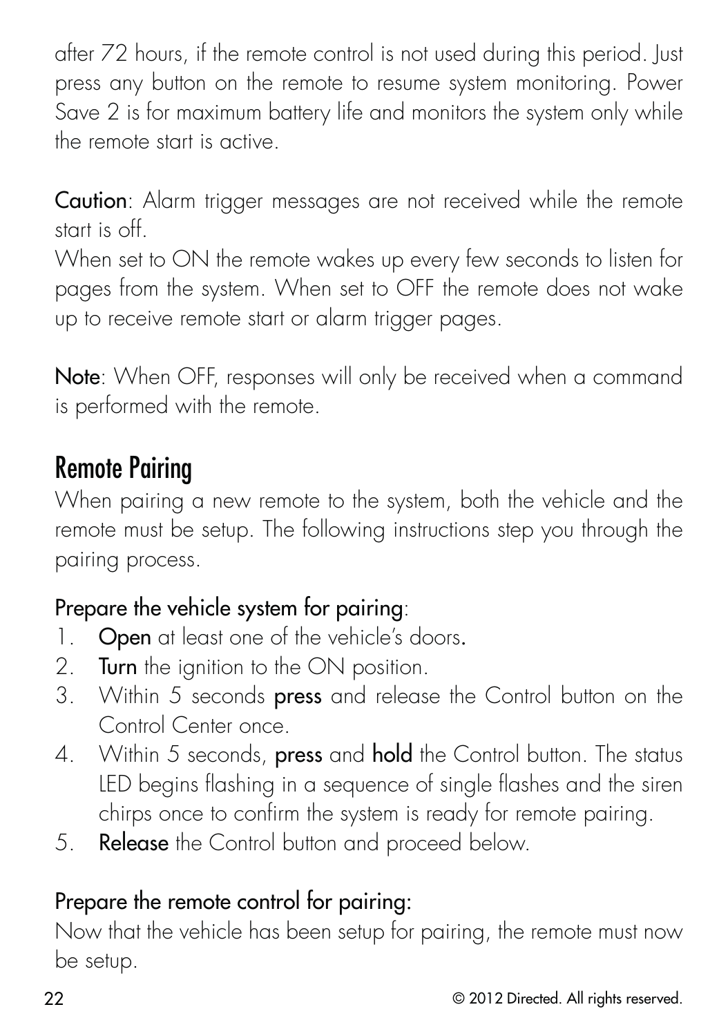after 72 hours, if the remote control is not used during this period. Just press any button on the remote to resume system monitoring. Power Save 2 is for maximum battery life and monitors the system only while the remote start is active.

**Caution**: Alarm trigger messages are not received while the remote start is off.

When set to ON the remote wakes up every few seconds to listen for pages from the system. When set to OFF the remote does not wake up to receive remote start or alarm trigger pages.

**Note**: When OFF, responses will only be received when a command is performed with the remote.

## Remote Pairing

When pairing a new remote to the system, both the vehicle and the remote must be setup. The following instructions step you through the pairing process.

### Prepare the vehicle system for pairing:

1. **Open** at least one of the vehicle's doors.
2. **Turn** the ignition to the ON position.
3. Within 5 seconds **press** and release the Control button on the Control Center once.
4. Within 5 seconds, **press** and **hold** the Control button. The status LED begins flashing in a sequence of single flashes and the siren chirps once to confirm the system is ready for remote pairing.
5. **Release** the Control button and proceed below.

### Prepare the remote control for pairing:

Now that the vehicle has been setup for pairing, the remote must now be setup.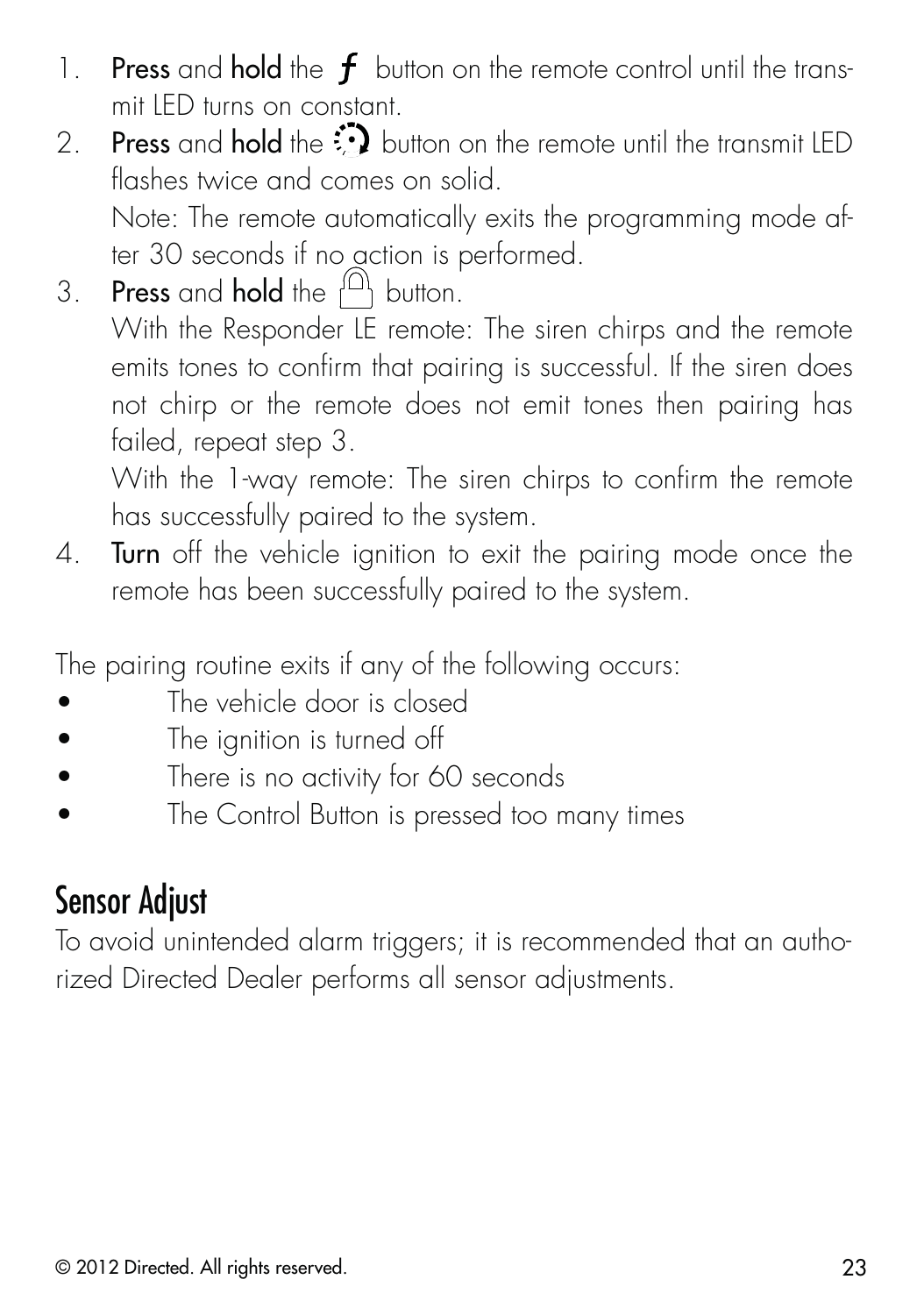1. **Press** and **hold** the *f* button on the remote control until the transmit LED turns on constant.
2. **Press** and **hold** the ⟳ button on the remote until the transmit LED flashes twice and comes on solid.

   Note: The remote automatically exits the programming mode after 30 seconds if no action is performed.
3. **Press** and **hold** the 🔒 button.

   With the Responder LE remote: The siren chirps and the remote emits tones to confirm that pairing is successful. If the siren does not chirp or the remote does not emit tones then pairing has failed, repeat step 3.

   With the 1-way remote: The siren chirps to confirm the remote has successfully paired to the system.
4. **Turn** off the vehicle ignition to exit the pairing mode once the remote has been successfully paired to the system.

The pairing routine exits if any of the following occurs:

- The vehicle door is closed
- The ignition is turned off
- There is no activity for 60 seconds
- The Control Button is pressed too many times

## Sensor Adjust

To avoid unintended alarm triggers; it is recommended that an authorized Directed Dealer performs all sensor adjustments.

© 2012 Directed. All rights reserved.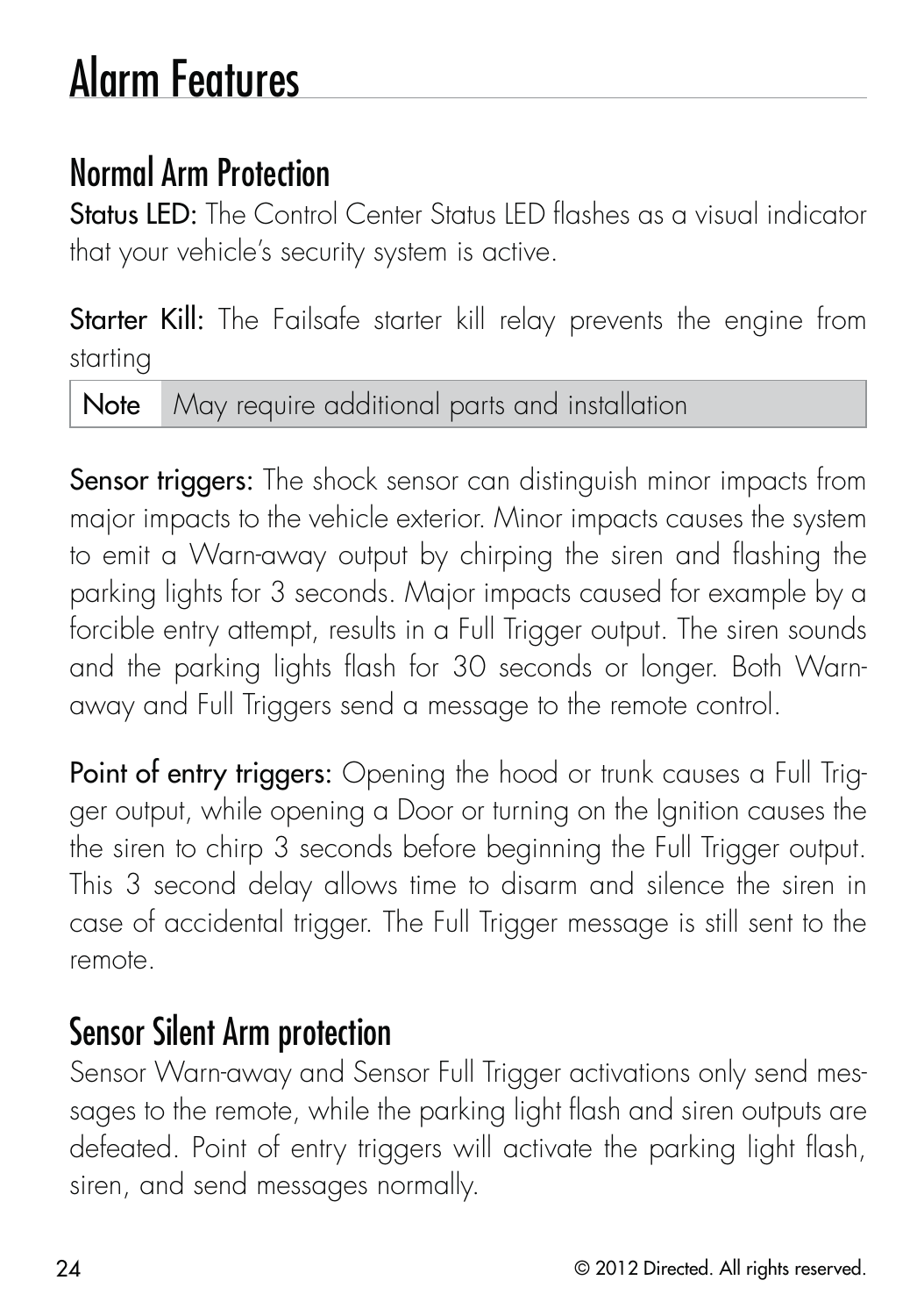# Alarm Features

## Normal Arm Protection

**Status LED:** The Control Center Status LED flashes as a visual indicator that your vehicle's security system is active.

**Starter Kill:** The Failsafe starter kill relay prevents the engine from starting

| Note | May require additional parts and installation |
| --- | --- |

**Sensor triggers:** The shock sensor can distinguish minor impacts from major impacts to the vehicle exterior. Minor impacts causes the system to emit a Warn-away output by chirping the siren and flashing the parking lights for 3 seconds. Major impacts caused for example by a forcible entry attempt, results in a Full Trigger output. The siren sounds and the parking lights flash for 30 seconds or longer. Both Warn-away and Full Triggers send a message to the remote control.

**Point of entry triggers:** Opening the hood or trunk causes a Full Trigger output, while opening a Door or turning on the Ignition causes the the siren to chirp 3 seconds before beginning the Full Trigger output. This 3 second delay allows time to disarm and silence the siren in case of accidental trigger. The Full Trigger message is still sent to the remote.

## Sensor Silent Arm protection

Sensor Warn-away and Sensor Full Trigger activations only send messages to the remote, while the parking light flash and siren outputs are defeated. Point of entry triggers will activate the parking light flash, siren, and send messages normally.

© 2012 Directed. All rights reserved.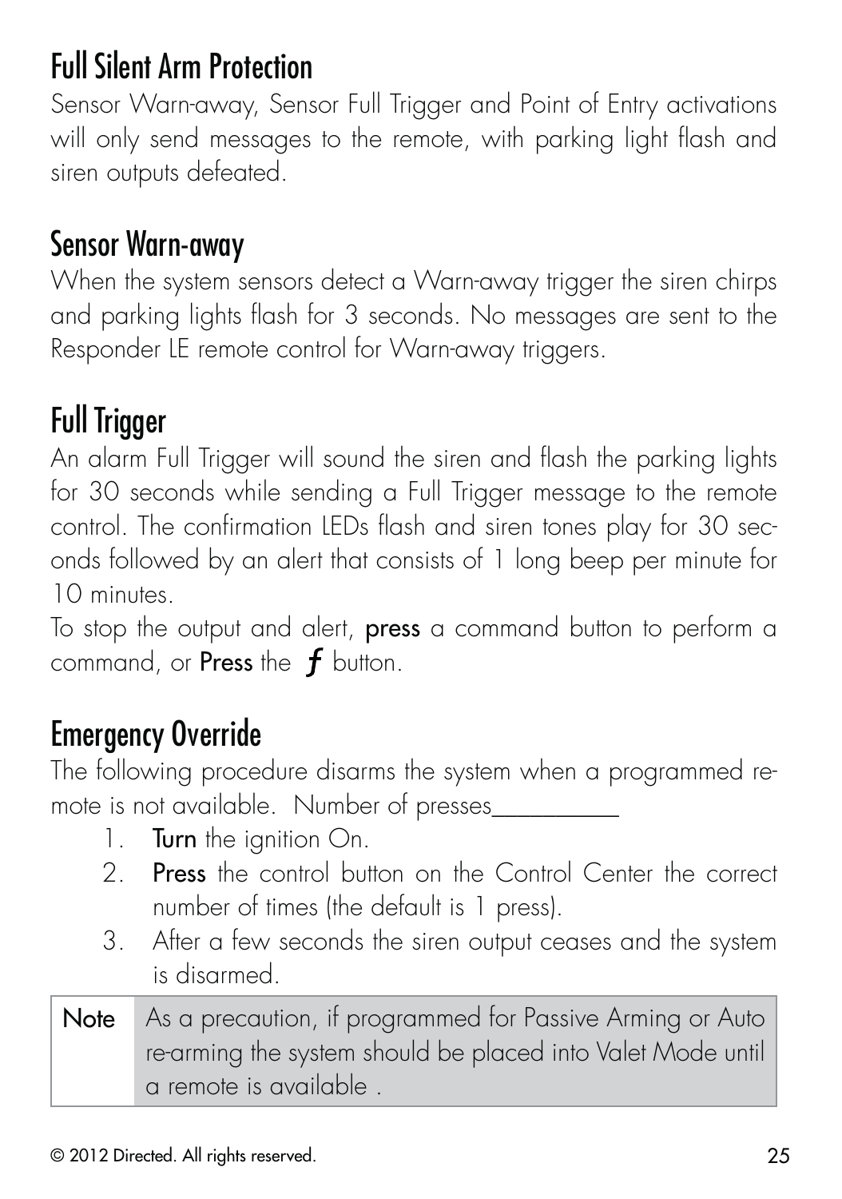## Full Silent Arm Protection

Sensor Warn-away, Sensor Full Trigger and Point of Entry activations will only send messages to the remote, with parking light flash and siren outputs defeated.

## Sensor Warn-away

When the system sensors detect a Warn-away trigger the siren chirps and parking lights flash for 3 seconds. No messages are sent to the Responder LE remote control for Warn-away triggers.

## Full Trigger

An alarm Full Trigger will sound the siren and flash the parking lights for 30 seconds while sending a Full Trigger message to the remote control. The confirmation LEDs flash and siren tones play for 30 seconds followed by an alert that consists of 1 long beep per minute for 10 minutes.

To stop the output and alert, **press** a command button to perform a command, or **Press** the ***f*** button.

## Emergency Override

The following procedure disarms the system when a programmed remote is not available. Number of presses__________

1. **Turn** the ignition On.
2. **Press** the control button on the Control Center the correct number of times (the default is 1 press).
3. After a few seconds the siren output ceases and the system is disarmed.

| Note | As a precaution, if programmed for Passive Arming or Auto re-arming the system should be placed into Valet Mode until a remote is available . |
|---|---|

© 2012 Directed. All rights reserved.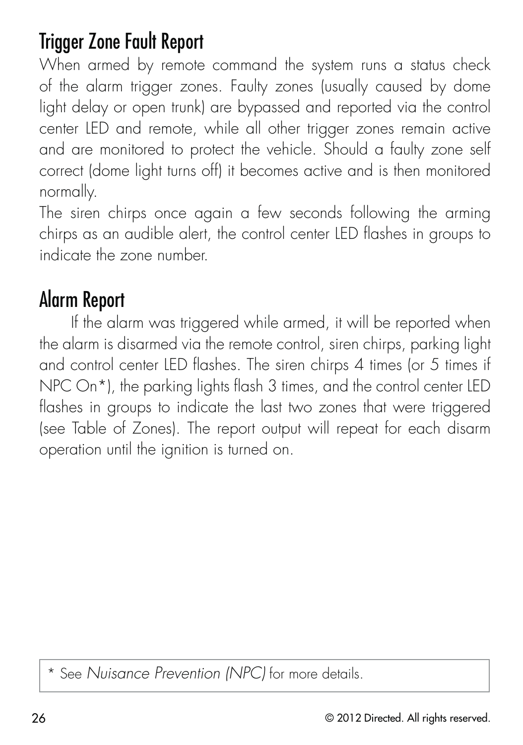## Trigger Zone Fault Report

When armed by remote command the system runs a status check of the alarm trigger zones. Faulty zones (usually caused by dome light delay or open trunk) are bypassed and reported via the control center LED and remote, while all other trigger zones remain active and are monitored to protect the vehicle. Should a faulty zone self correct (dome light turns off) it becomes active and is then monitored normally.

The siren chirps once again a few seconds following the arming chirps as an audible alert, the control center LED flashes in groups to indicate the zone number.

## Alarm Report

If the alarm was triggered while armed, it will be reported when the alarm is disarmed via the remote control, siren chirps, parking light and control center LED flashes. The siren chirps 4 times (or 5 times if NPC On*), the parking lights flash 3 times, and the control center LED flashes in groups to indicate the last two zones that were triggered (see Table of Zones). The report output will repeat for each disarm operation until the ignition is turned on.

* See *Nuisance Prevention (NPC)* for more details.

© 2012 Directed. All rights reserved.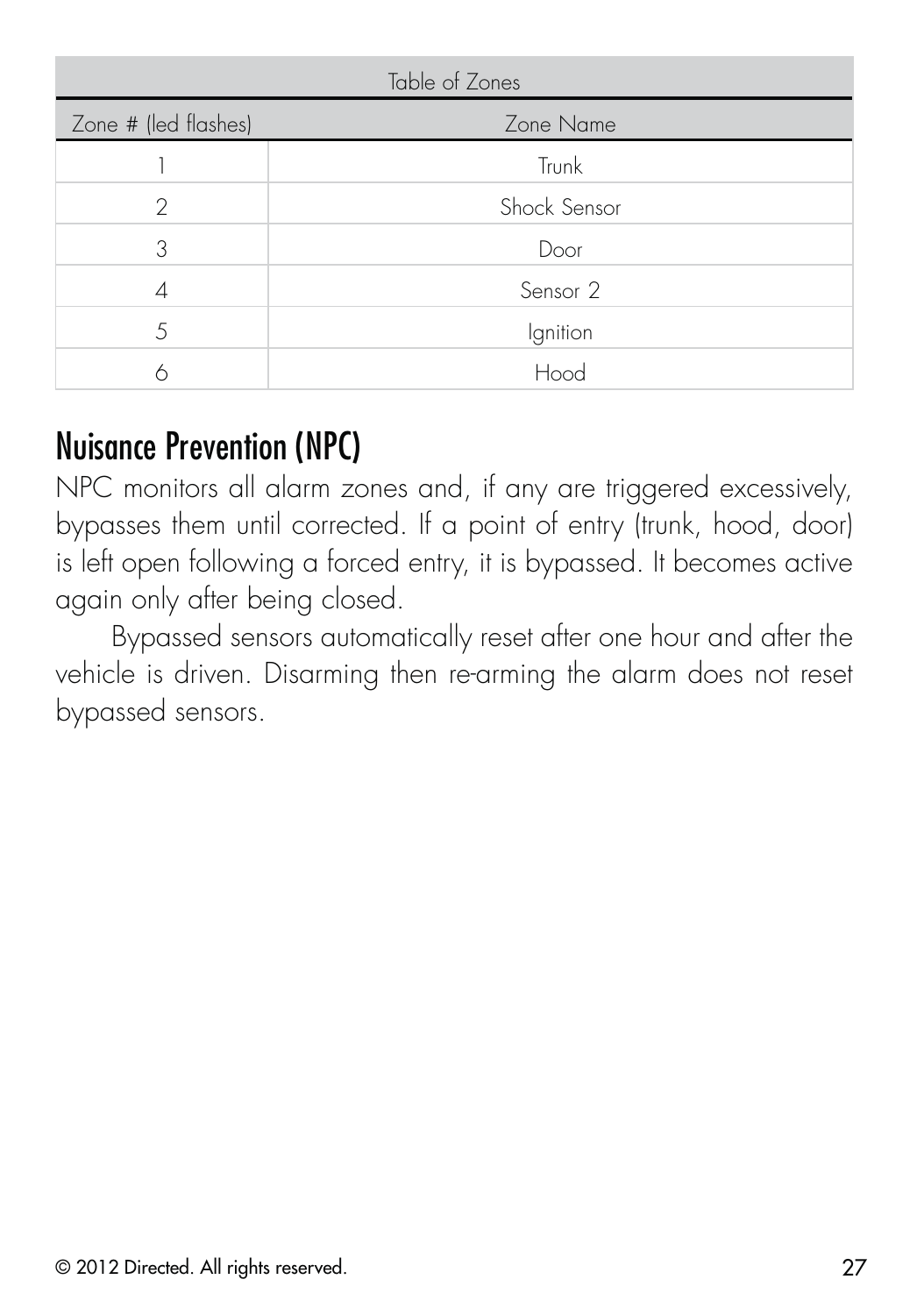| Table of Zones | |
|---|---|
| Zone # (led flashes) | Zone Name |
| 1 | Trunk |
| 2 | Shock Sensor |
| 3 | Door |
| 4 | Sensor 2 |
| 5 | Ignition |
| 6 | Hood |

## Nuisance Prevention (NPC)

NPC monitors all alarm zones and, if any are triggered excessively, bypasses them until corrected. If a point of entry (trunk, hood, door) is left open following a forced entry, it is bypassed. It becomes active again only after being closed.

Bypassed sensors automatically reset after one hour and after the vehicle is driven. Disarming then re-arming the alarm does not reset bypassed sensors.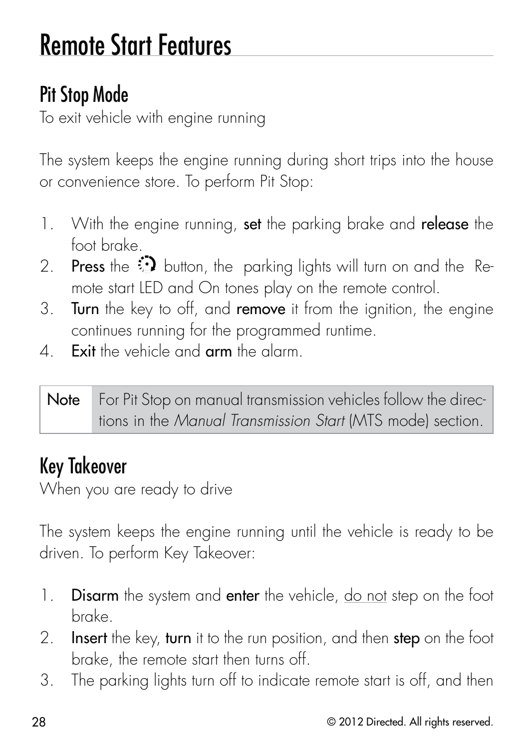# Remote Start Features

## Pit Stop Mode

To exit vehicle with engine running

The system keeps the engine running during short trips into the house or convenience store. To perform Pit Stop:

1. With the engine running, **set** the parking brake and **release** the foot brake.
2. **Press** the button, the parking lights will turn on and the Remote start LED and On tones play on the remote control.
3. **Turn** the key to off, and **remove** it from the ignition, the engine continues running for the programmed runtime.
4. **Exit** the vehicle and **arm** the alarm.

| Note | For Pit Stop on manual transmission vehicles follow the directions in the *Manual Transmission Start* (MTS mode) section. |
|---|---|

## Key Takeover

When you are ready to drive

The system keeps the engine running until the vehicle is ready to be driven. To perform Key Takeover:

1. **Disarm** the system and **enter** the vehicle, do not step on the foot brake.
2. **Insert** the key, **turn** it to the run position, and then **step** on the foot brake, the remote start then turns off.
3. The parking lights turn off to indicate remote start is off, and then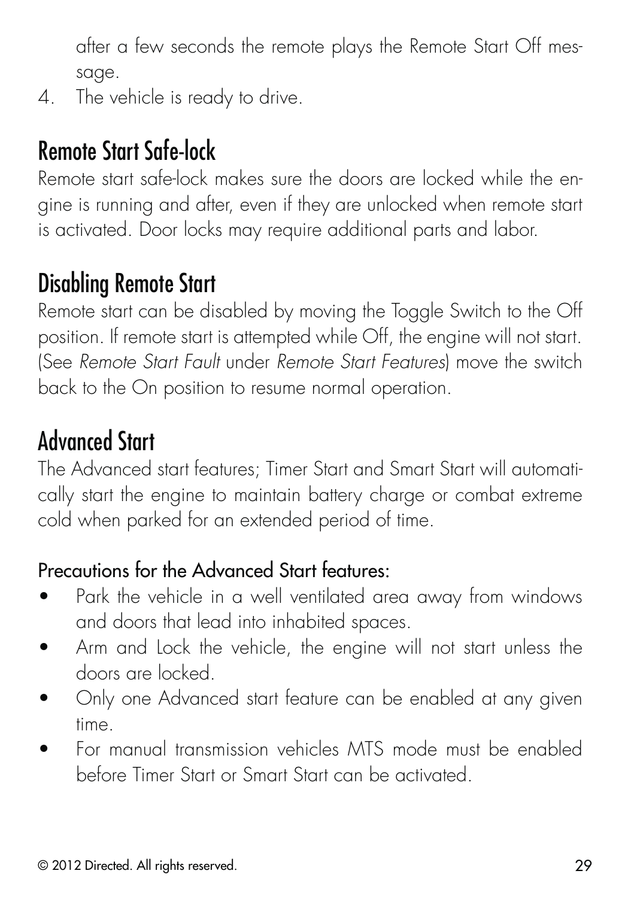after a few seconds the remote plays the Remote Start Off message.

4. The vehicle is ready to drive.

## Remote Start Safe-lock

Remote start safe-lock makes sure the doors are locked while the engine is running and after, even if they are unlocked when remote start is activated. Door locks may require additional parts and labor.

## Disabling Remote Start

Remote start can be disabled by moving the Toggle Switch to the Off position. If remote start is attempted while Off, the engine will not start. (See *Remote Start Fault* under *Remote Start Features*) move the switch back to the On position to resume normal operation.

## Advanced Start

The Advanced start features; Timer Start and Smart Start will automatically start the engine to maintain battery charge or combat extreme cold when parked for an extended period of time.

### Precautions for the Advanced Start features:

- Park the vehicle in a well ventilated area away from windows and doors that lead into inhabited spaces.
- Arm and Lock the vehicle, the engine will not start unless the doors are locked.
- Only one Advanced start feature can be enabled at any given time.
- For manual transmission vehicles MTS mode must be enabled before Timer Start or Smart Start can be activated.

© 2012 Directed. All rights reserved.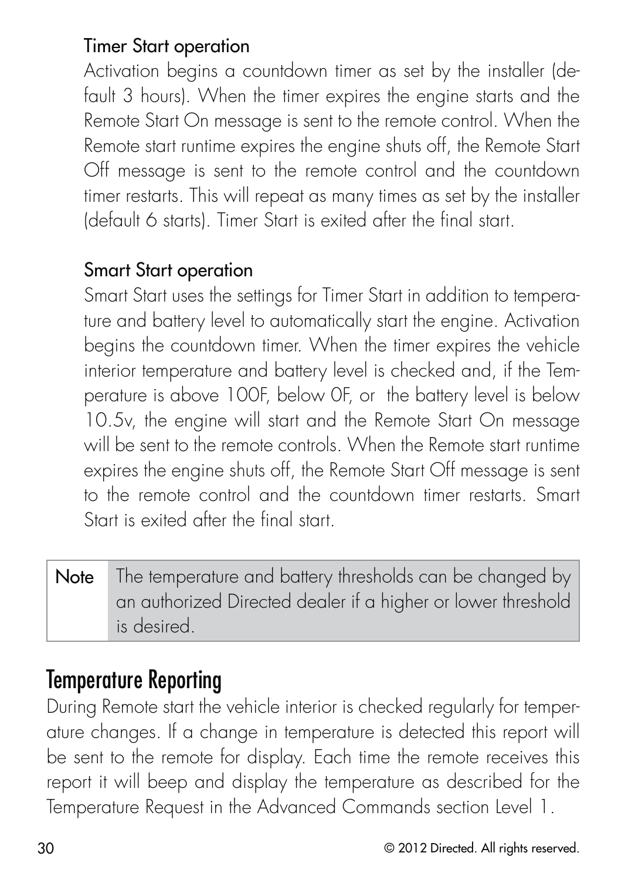### Timer Start operation

Activation begins a countdown timer as set by the installer (default 3 hours). When the timer expires the engine starts and the Remote Start On message is sent to the remote control. When the Remote start runtime expires the engine shuts off, the Remote Start Off message is sent to the remote control and the countdown timer restarts. This will repeat as many times as set by the installer (default 6 starts). Timer Start is exited after the final start.

### Smart Start operation

Smart Start uses the settings for Timer Start in addition to temperature and battery level to automatically start the engine. Activation begins the countdown timer. When the timer expires the vehicle interior temperature and battery level is checked and, if the Temperature is above 100F, below 0F, or the battery level is below 10.5v, the engine will start and the Remote Start On message will be sent to the remote controls. When the Remote start runtime expires the engine shuts off, the Remote Start Off message is sent to the remote control and the countdown timer restarts. Smart Start is exited after the final start.

| Note | The temperature and battery thresholds can be changed by an authorized Directed dealer if a higher or lower threshold is desired. |
| --- | --- |

## Temperature Reporting

During Remote start the vehicle interior is checked regularly for temperature changes. If a change in temperature is detected this report will be sent to the remote for display. Each time the remote receives this report it will beep and display the temperature as described for the Temperature Request in the Advanced Commands section Level 1.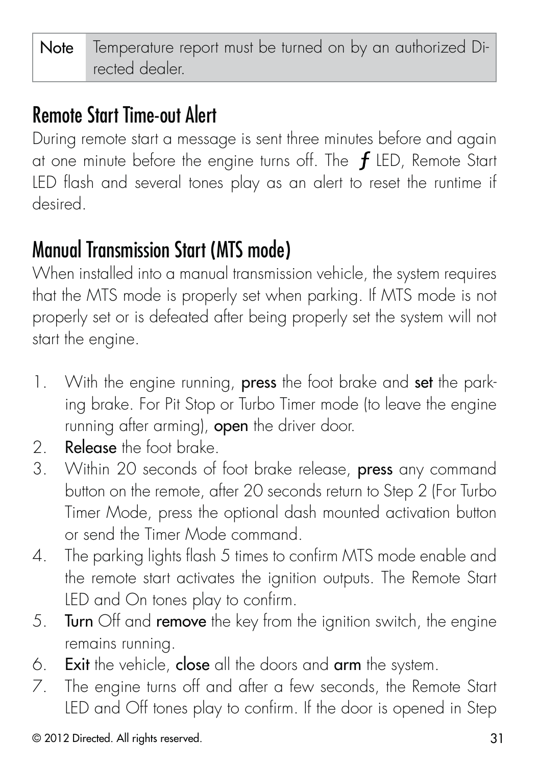| Note | Temperature report must be turned on by an authorized Directed dealer. |
|---|---|

## Remote Start Time-out Alert

During remote start a message is sent three minutes before and again at one minute before the engine turns off. The ƒ LED, Remote Start LED flash and several tones play as an alert to reset the runtime if desired.

## Manual Transmission Start (MTS mode)

When installed into a manual transmission vehicle, the system requires that the MTS mode is properly set when parking. If MTS mode is not properly set or is defeated after being properly set the system will not start the engine.

1. With the engine running, **press** the foot brake and **set** the parking brake. For Pit Stop or Turbo Timer mode (to leave the engine running after arming), **open** the driver door.
2. **Release** the foot brake.
3. Within 20 seconds of foot brake release, **press** any command button on the remote, after 20 seconds return to Step 2 (For Turbo Timer Mode, press the optional dash mounted activation button or send the Timer Mode command.
4. The parking lights flash 5 times to confirm MTS mode enable and the remote start activates the ignition outputs. The Remote Start LED and On tones play to confirm.
5. **Turn** Off and **remove** the key from the ignition switch, the engine remains running.
6. **Exit** the vehicle, **close** all the doors and **arm** the system.
7. The engine turns off and after a few seconds, the Remote Start LED and Off tones play to confirm. If the door is opened in Step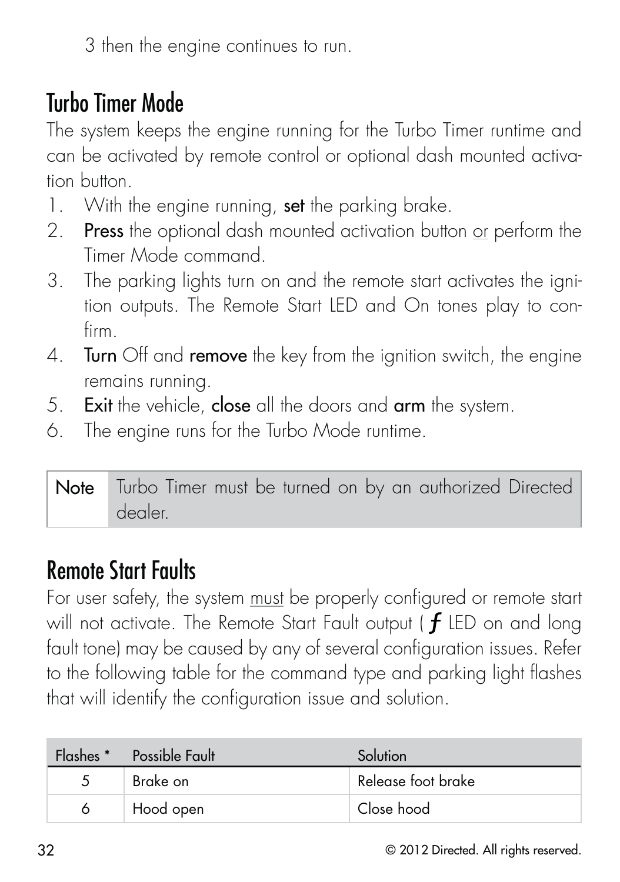3 then the engine continues to run.

## Turbo Timer Mode

The system keeps the engine running for the Turbo Timer runtime and can be activated by remote control or optional dash mounted activation button.

1. With the engine running, **set** the parking brake.
2. **Press** the optional dash mounted activation button or perform the Timer Mode command.
3. The parking lights turn on and the remote start activates the ignition outputs. The Remote Start LED and On tones play to confirm.
4. **Turn** Off and **remove** the key from the ignition switch, the engine remains running.
5. **Exit** the vehicle, **close** all the doors and **arm** the system.
6. The engine runs for the Turbo Mode runtime.

| Note | Turbo Timer must be turned on by an authorized Directed dealer. |
|---|---|

## Remote Start Faults

For user safety, the system must be properly configured or remote start will not activate. The Remote Start Fault output ( *f* LED on and long fault tone) may be caused by any of several configuration issues. Refer to the following table for the command type and parking light flashes that will identify the configuration issue and solution.

| Flashes * | Possible Fault | Solution |
|---|---|---|
| 5 | Brake on | Release foot brake |
| 6 | Hood open | Close hood |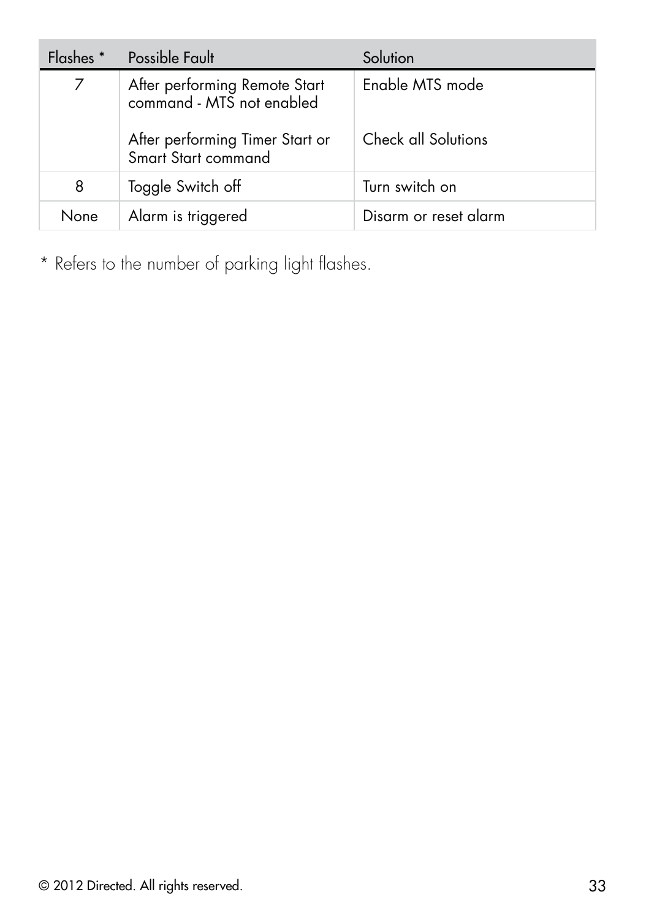| Flashes * | Possible Fault | Solution |
|---|---|---|
| 7 | After performing Remote Start command - MTS not enabled | Enable MTS mode |
| | After performing Timer Start or Smart Start command | Check all Solutions |
| 8 | Toggle Switch off | Turn switch on |
| None | Alarm is triggered | Disarm or reset alarm |

* Refers to the number of parking light flashes.

© 2012 Directed. All rights reserved.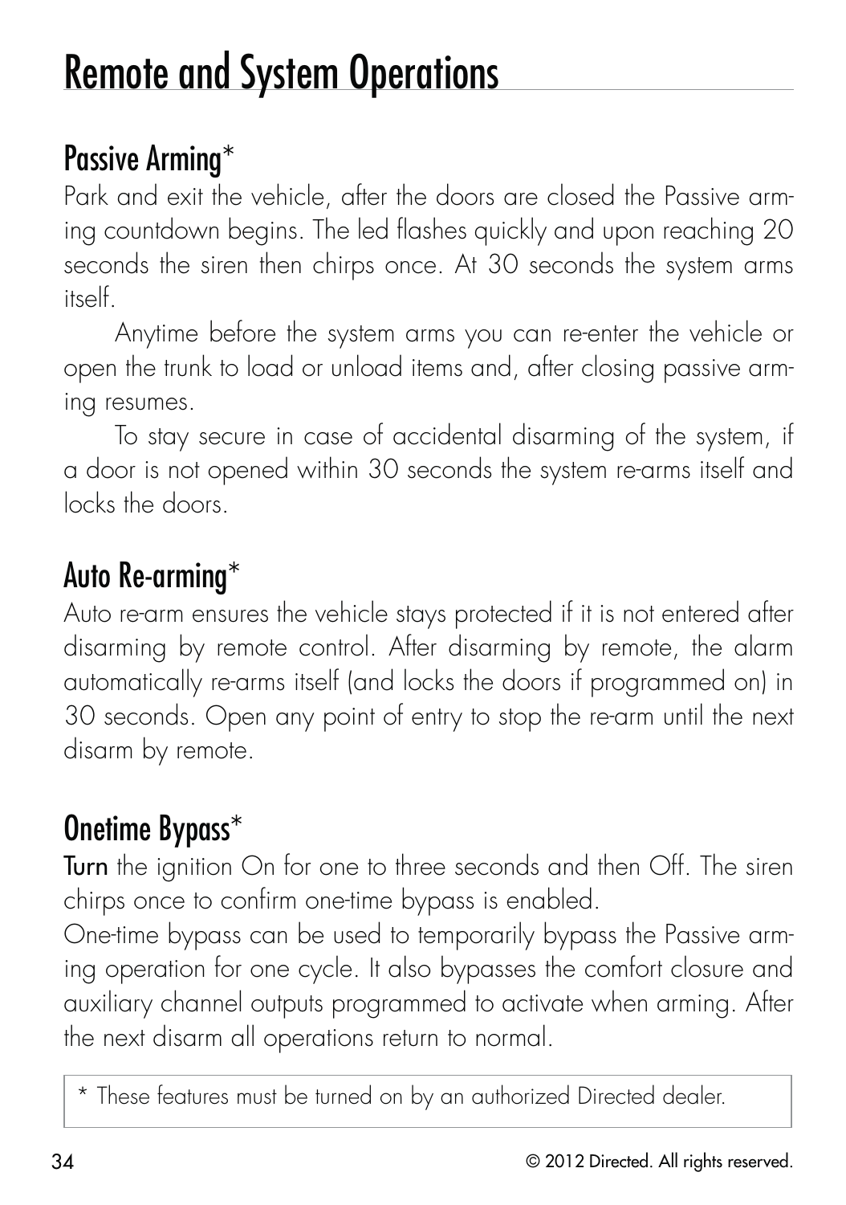# Remote and System Operations

## Passive Arming*

Park and exit the vehicle, after the doors are closed the Passive arming countdown begins. The led flashes quickly and upon reaching 20 seconds the siren then chirps once. At 30 seconds the system arms itself.

Anytime before the system arms you can re-enter the vehicle or open the trunk to load or unload items and, after closing passive arming resumes.

To stay secure in case of accidental disarming of the system, if a door is not opened within 30 seconds the system re-arms itself and locks the doors.

## Auto Re-arming*

Auto re-arm ensures the vehicle stays protected if it is not entered after disarming by remote control. After disarming by remote, the alarm automatically re-arms itself (and locks the doors if programmed on) in 30 seconds. Open any point of entry to stop the re-arm until the next disarm by remote.

## Onetime Bypass*

**Turn** the ignition On for one to three seconds and then Off. The siren chirps once to confirm one-time bypass is enabled.

One-time bypass can be used to temporarily bypass the Passive arming operation for one cycle. It also bypasses the comfort closure and auxiliary channel outputs programmed to activate when arming. After the next disarm all operations return to normal.

* These features must be turned on by an authorized Directed dealer.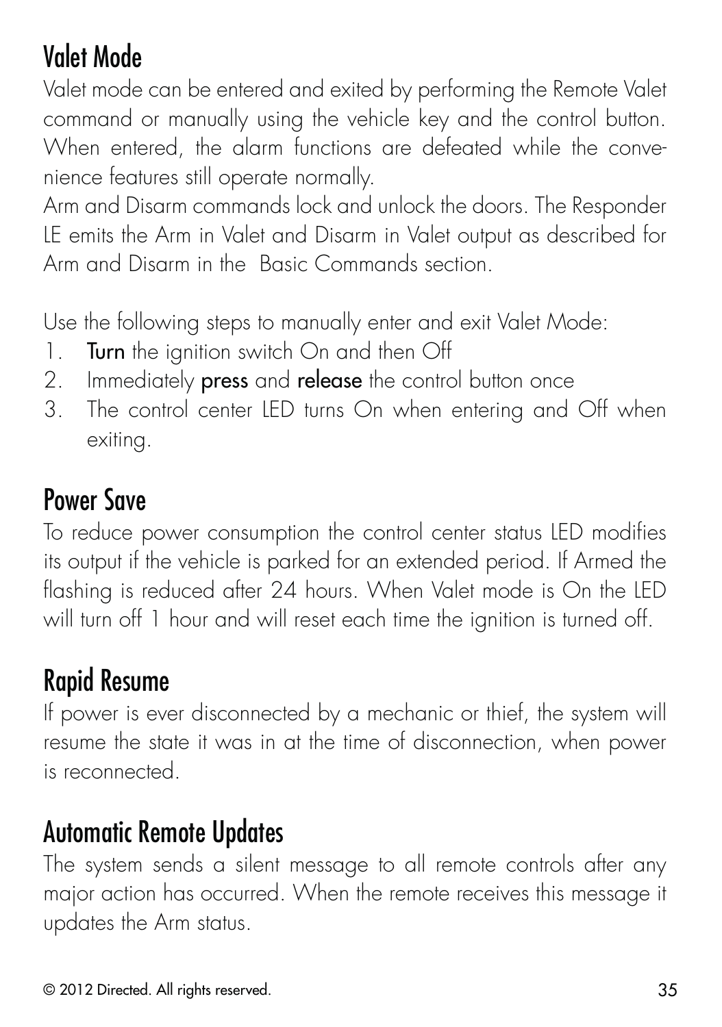## Valet Mode

Valet mode can be entered and exited by performing the Remote Valet command or manually using the vehicle key and the control button. When entered, the alarm functions are defeated while the convenience features still operate normally.

Arm and Disarm commands lock and unlock the doors. The Responder LE emits the Arm in Valet and Disarm in Valet output as described for Arm and Disarm in the  Basic Commands section.

Use the following steps to manually enter and exit Valet Mode:

1. **Turn** the ignition switch On and then Off
2. Immediately **press** and **release** the control button once
3. The control center LED turns On when entering and Off when exiting.

## Power Save

To reduce power consumption the control center status LED modifies its output if the vehicle is parked for an extended period. If Armed the flashing is reduced after 24 hours. When Valet mode is On the LED will turn off 1 hour and will reset each time the ignition is turned off.

## Rapid Resume

If power is ever disconnected by a mechanic or thief, the system will resume the state it was in at the time of disconnection, when power is reconnected.

## Automatic Remote Updates

The system sends a silent message to all remote controls after any major action has occurred. When the remote receives this message it updates the Arm status.

© 2012 Directed. All rights reserved.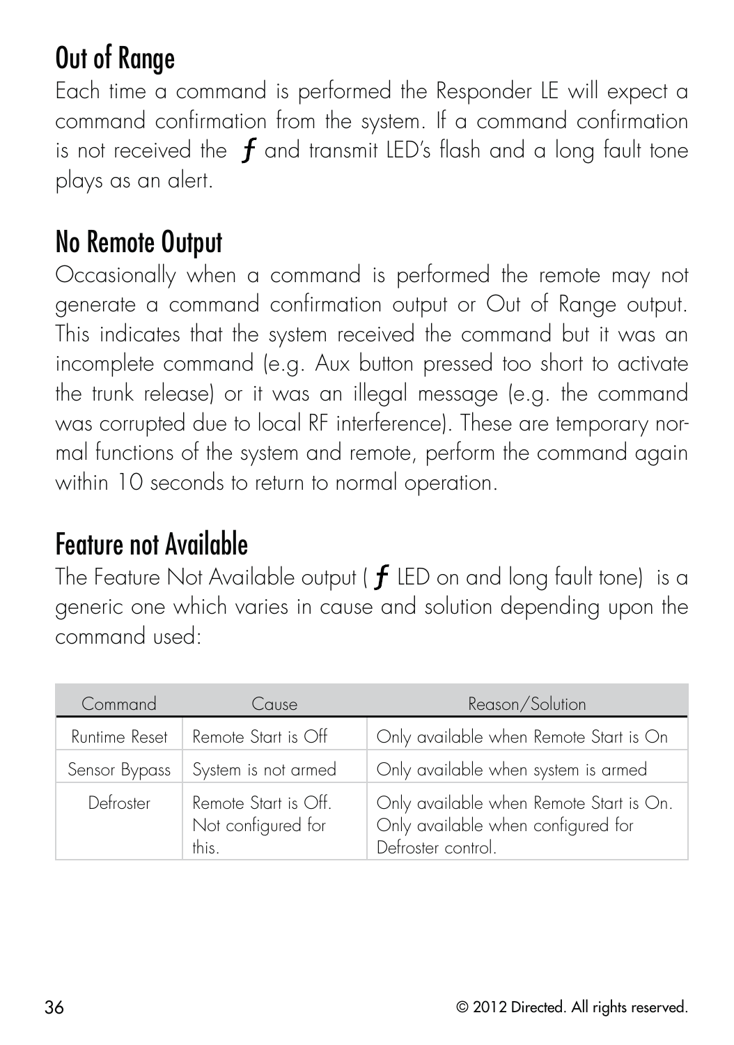## Out of Range

Each time a command is performed the Responder LE will expect a command confirmation from the system. If a command confirmation is not received the *ƒ* and transmit LED's flash and a long fault tone plays as an alert.

## No Remote Output

Occasionally when a command is performed the remote may not generate a command confirmation output or Out of Range output. This indicates that the system received the command but it was an incomplete command (e.g. Aux button pressed too short to activate the trunk release) or it was an illegal message (e.g. the command was corrupted due to local RF interference). These are temporary normal functions of the system and remote, perform the command again within 10 seconds to return to normal operation.

## Feature not Available

The Feature Not Available output ( *ƒ* LED on and long fault tone) is a generic one which varies in cause and solution depending upon the command used:

| Command | Cause | Reason/Solution |
|---|---|---|
| Runtime Reset | Remote Start is Off | Only available when Remote Start is On |
| Sensor Bypass | System is not armed | Only available when system is armed |
| Defroster | Remote Start is Off. Not configured for this. | Only available when Remote Start is On. Only available when configured for Defroster control. |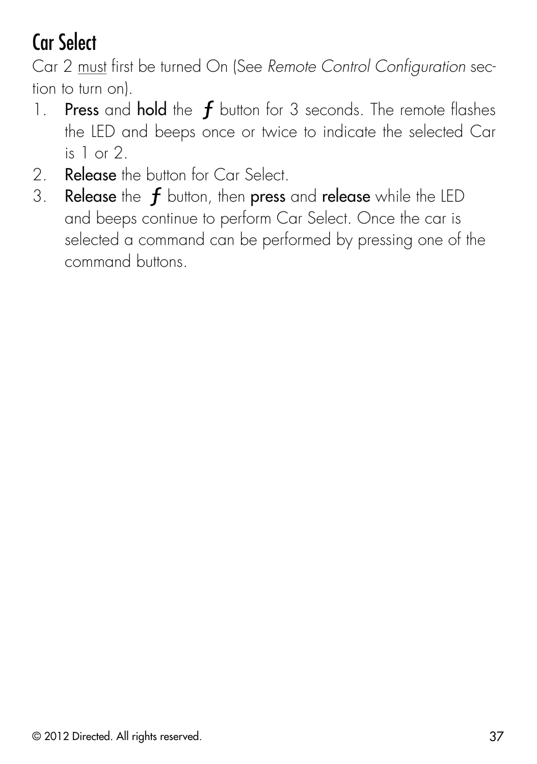## Car Select

Car 2 <u>must</u> first be turned On (See *Remote Control Configuration* section to turn on).

1. **Press** and **hold** the ***f*** button for 3 seconds. The remote flashes the LED and beeps once or twice to indicate the selected Car is 1 or 2.
2. **Release** the button for Car Select.
3. **Release** the ***f*** button, then **press** and **release** while the LED and beeps continue to perform Car Select. Once the car is selected a command can be performed by pressing one of the command buttons.

© 2012 Directed. All rights reserved.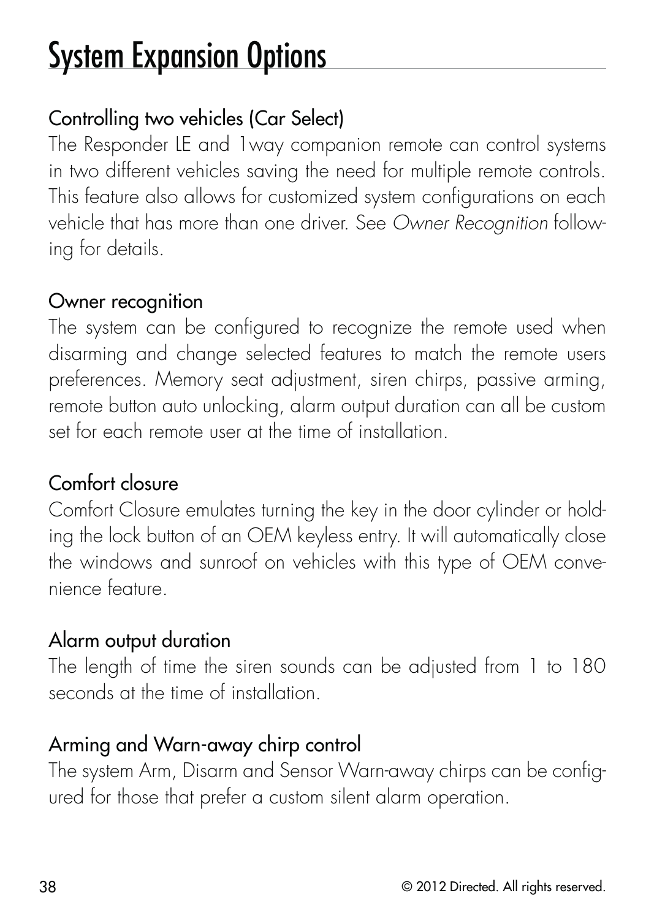# System Expansion Options

## Controlling two vehicles (Car Select)

The Responder LE and 1way companion remote can control systems in two different vehicles saving the need for multiple remote controls. This feature also allows for customized system configurations on each vehicle that has more than one driver. See *Owner Recognition* following for details.

## Owner recognition

The system can be configured to recognize the remote used when disarming and change selected features to match the remote users preferences. Memory seat adjustment, siren chirps, passive arming, remote button auto unlocking, alarm output duration can all be custom set for each remote user at the time of installation.

## Comfort closure

Comfort Closure emulates turning the key in the door cylinder or holding the lock button of an OEM keyless entry. It will automatically close the windows and sunroof on vehicles with this type of OEM convenience feature.

## Alarm output duration

The length of time the siren sounds can be adjusted from 1 to 180 seconds at the time of installation.

## Arming and Warn-away chirp control

The system Arm, Disarm and Sensor Warn-away chirps can be configured for those that prefer a custom silent alarm operation.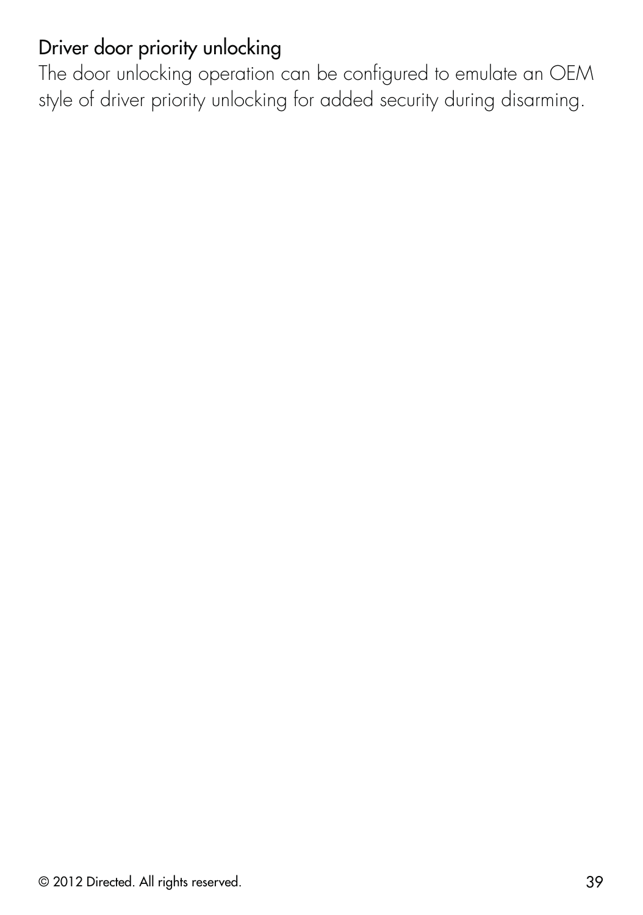## Driver door priority unlocking

The door unlocking operation can be configured to emulate an OEM style of driver priority unlocking for added security during disarming.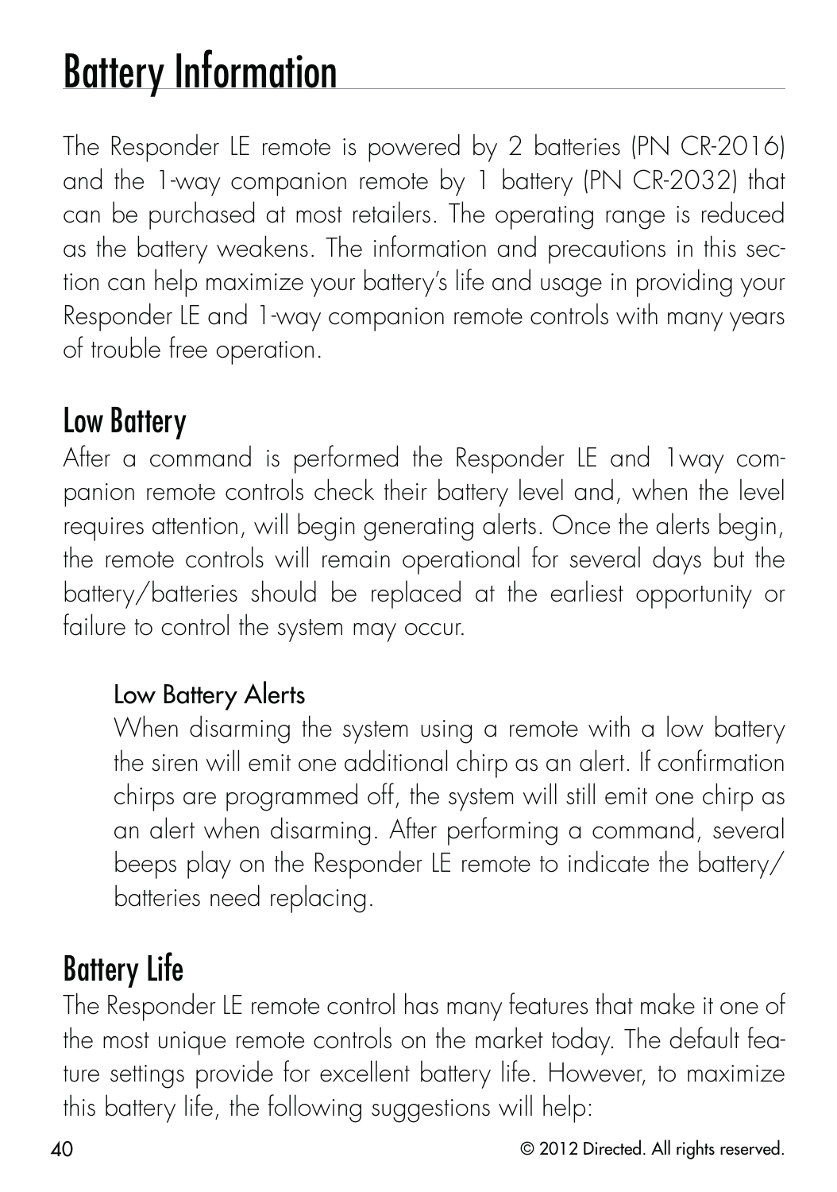# Battery Information

The Responder LE remote is powered by 2 batteries (PN CR-2016) and the 1-way companion remote by 1 battery (PN CR-2032) that can be purchased at most retailers. The operating range is reduced as the battery weakens. The information and precautions in this section can help maximize your battery's life and usage in providing your Responder LE and 1-way companion remote controls with many years of trouble free operation.

## Low Battery

After a command is performed the Responder LE and 1way companion remote controls check their battery level and, when the level requires attention, will begin generating alerts. Once the alerts begin, the remote controls will remain operational for several days but the battery/batteries should be replaced at the earliest opportunity or failure to control the system may occur.

### Low Battery Alerts

When disarming the system using a remote with a low battery the siren will emit one additional chirp as an alert. If confirmation chirps are programmed off, the system will still emit one chirp as an alert when disarming. After performing a command, several beeps play on the Responder LE remote to indicate the battery/ batteries need replacing.

## Battery Life

The Responder LE remote control has many features that make it one of the most unique remote controls on the market today. The default feature settings provide for excellent battery life. However, to maximize this battery life, the following suggestions will help: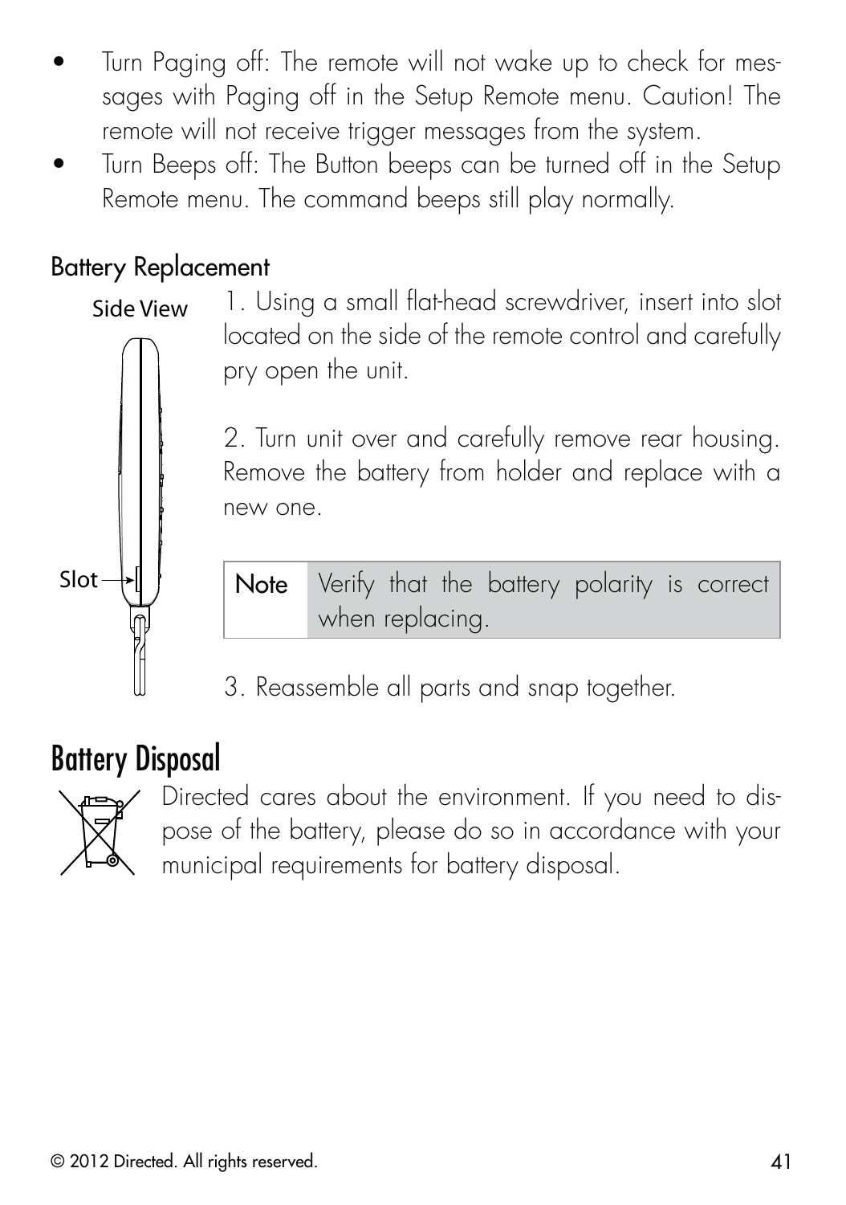- Turn Paging off: The remote will not wake up to check for messages with Paging off in the Setup Remote menu. Caution! The remote will not receive trigger messages from the system.
- Turn Beeps off: The Button beeps can be turned off in the Setup Remote menu. The command beeps still play normally.

### Battery Replacement

Side View

Slot

1. Using a small flat-head screwdriver, insert into slot located on the side of the remote control and carefully pry open the unit.

2. Turn unit over and carefully remove rear housing. Remove the battery from holder and replace with a new one.

| Note | Verify that the battery polarity is correct when replacing. |
|---|---|

3. Reassemble all parts and snap together.

## Battery Disposal

Directed cares about the environment. If you need to dispose of the battery, please do so in accordance with your municipal requirements for battery disposal.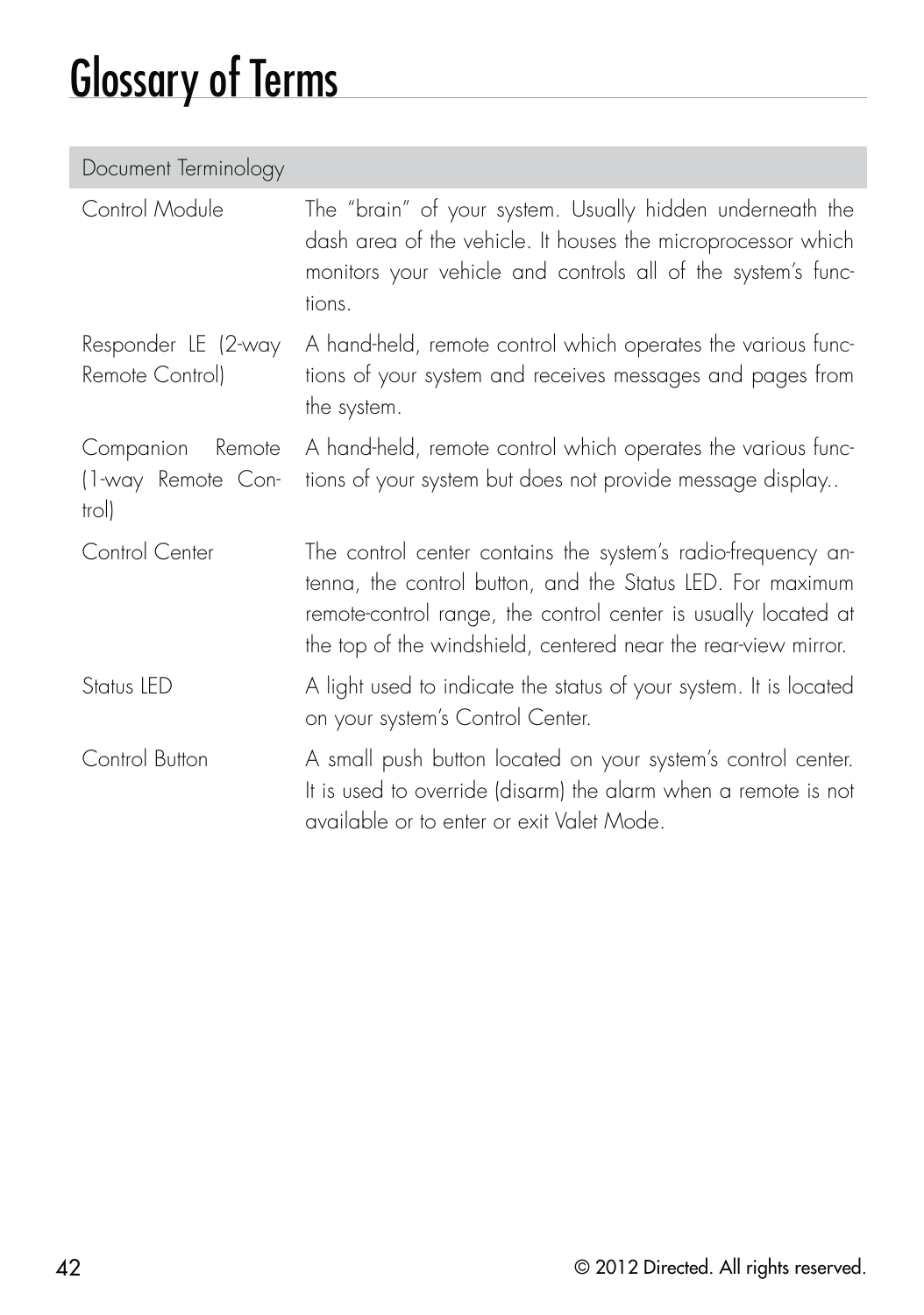# Glossary of Terms

| Document Terminology | |
|---|---|
| Control Module | The "brain" of your system. Usually hidden underneath the dash area of the vehicle. It houses the microprocessor which monitors your vehicle and controls all of the system's functions. |
| Responder LE (2-way Remote Control) | A hand-held, remote control which operates the various functions of your system and receives messages and pages from the system. |
| Companion Remote (1-way Remote Control) | A hand-held, remote control which operates the various functions of your system but does not provide message display.. |
| Control Center | The control center contains the system's radio-frequency antenna, the control button, and the Status LED. For maximum remote-control range, the control center is usually located at the top of the windshield, centered near the rear-view mirror. |
| Status LED | A light used to indicate the status of your system. It is located on your system's Control Center. |
| Control Button | A small push button located on your system's control center. It is used to override (disarm) the alarm when a remote is not available or to enter or exit Valet Mode. |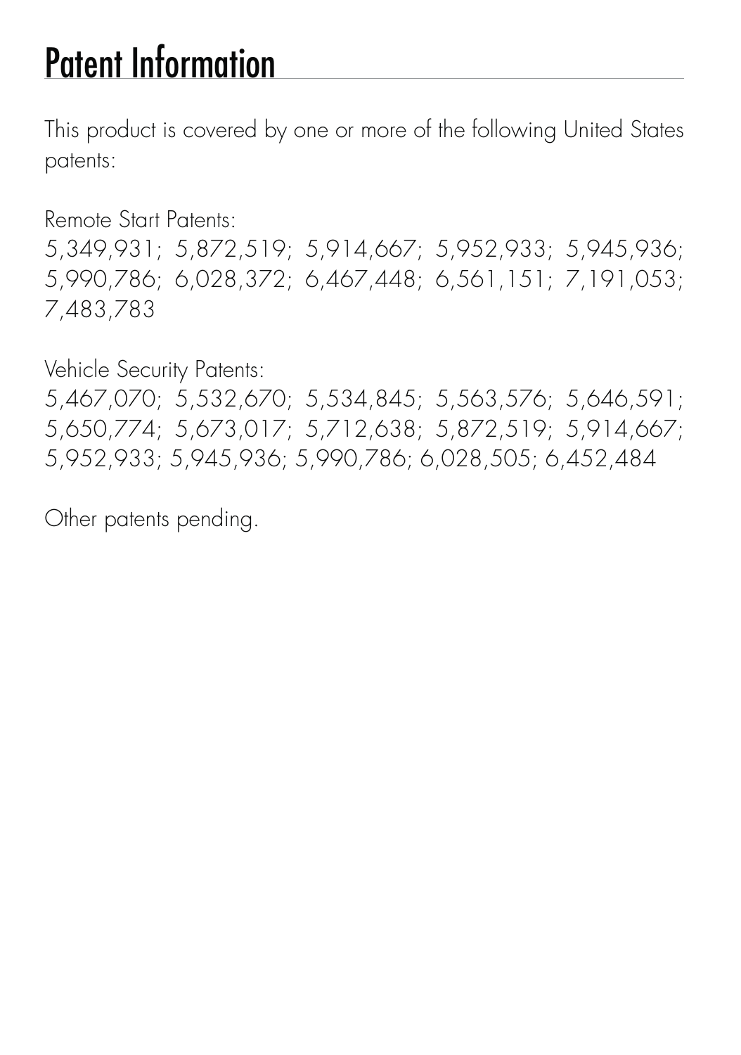# Patent Information

This product is covered by one or more of the following United States patents:

Remote Start Patents:
5,349,931; 5,872,519; 5,914,667; 5,952,933; 5,945,936; 5,990,786; 6,028,372; 6,467,448; 6,561,151; 7,191,053; 7,483,783

Vehicle Security Patents:
5,467,070; 5,532,670; 5,534,845; 5,563,576; 5,646,591; 5,650,774; 5,673,017; 5,712,638; 5,872,519; 5,914,667; 5,952,933; 5,945,936; 5,990,786; 6,028,505; 6,452,484

Other patents pending.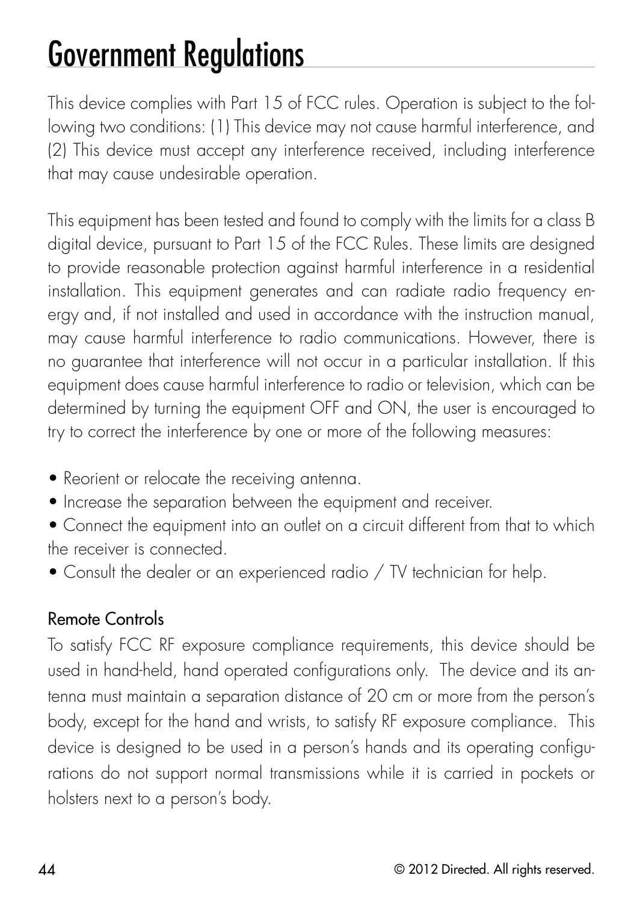# Government Regulations

This device complies with Part 15 of FCC rules. Operation is subject to the following two conditions: (1) This device may not cause harmful interference, and (2) This device must accept any interference received, including interference that may cause undesirable operation.

This equipment has been tested and found to comply with the limits for a class B digital device, pursuant to Part 15 of the FCC Rules. These limits are designed to provide reasonable protection against harmful interference in a residential installation. This equipment generates and can radiate radio frequency energy and, if not installed and used in accordance with the instruction manual, may cause harmful interference to radio communications. However, there is no guarantee that interference will not occur in a particular installation. If this equipment does cause harmful interference to radio or television, which can be determined by turning the equipment OFF and ON, the user is encouraged to try to correct the interference by one or more of the following measures:

- Reorient or relocate the receiving antenna.
- Increase the separation between the equipment and receiver.
- Connect the equipment into an outlet on a circuit different from that to which the receiver is connected.
- Consult the dealer or an experienced radio / TV technician for help.

### Remote Controls

To satisfy FCC RF exposure compliance requirements, this device should be used in hand-held, hand operated configurations only. The device and its antenna must maintain a separation distance of 20 cm or more from the person's body, except for the hand and wrists, to satisfy RF exposure compliance. This device is designed to be used in a person's hands and its operating configurations do not support normal transmissions while it is carried in pockets or holsters next to a person's body.

© 2012 Directed. All rights reserved.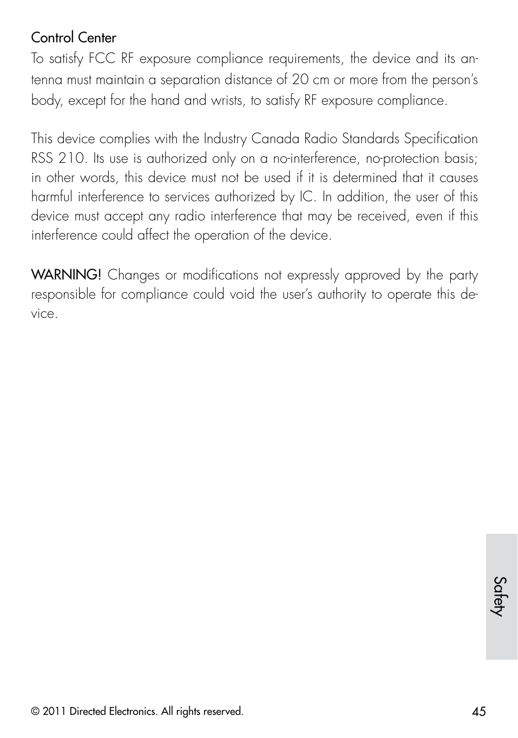### Control Center

To satisfy FCC RF exposure compliance requirements, the device and its antenna must maintain a separation distance of 20 cm or more from the person's body, except for the hand and wrists, to satisfy RF exposure compliance.

This device complies with the Industry Canada Radio Standards Specification RSS 210. Its use is authorized only on a no-interference, no-protection basis; in other words, this device must not be used if it is determined that it causes harmful interference to services authorized by IC. In addition, the user of this device must accept any radio interference that may be received, even if this interference could affect the operation of the device.

**WARNING!** Changes or modifications not expressly approved by the party responsible for compliance could void the user's authority to operate this device.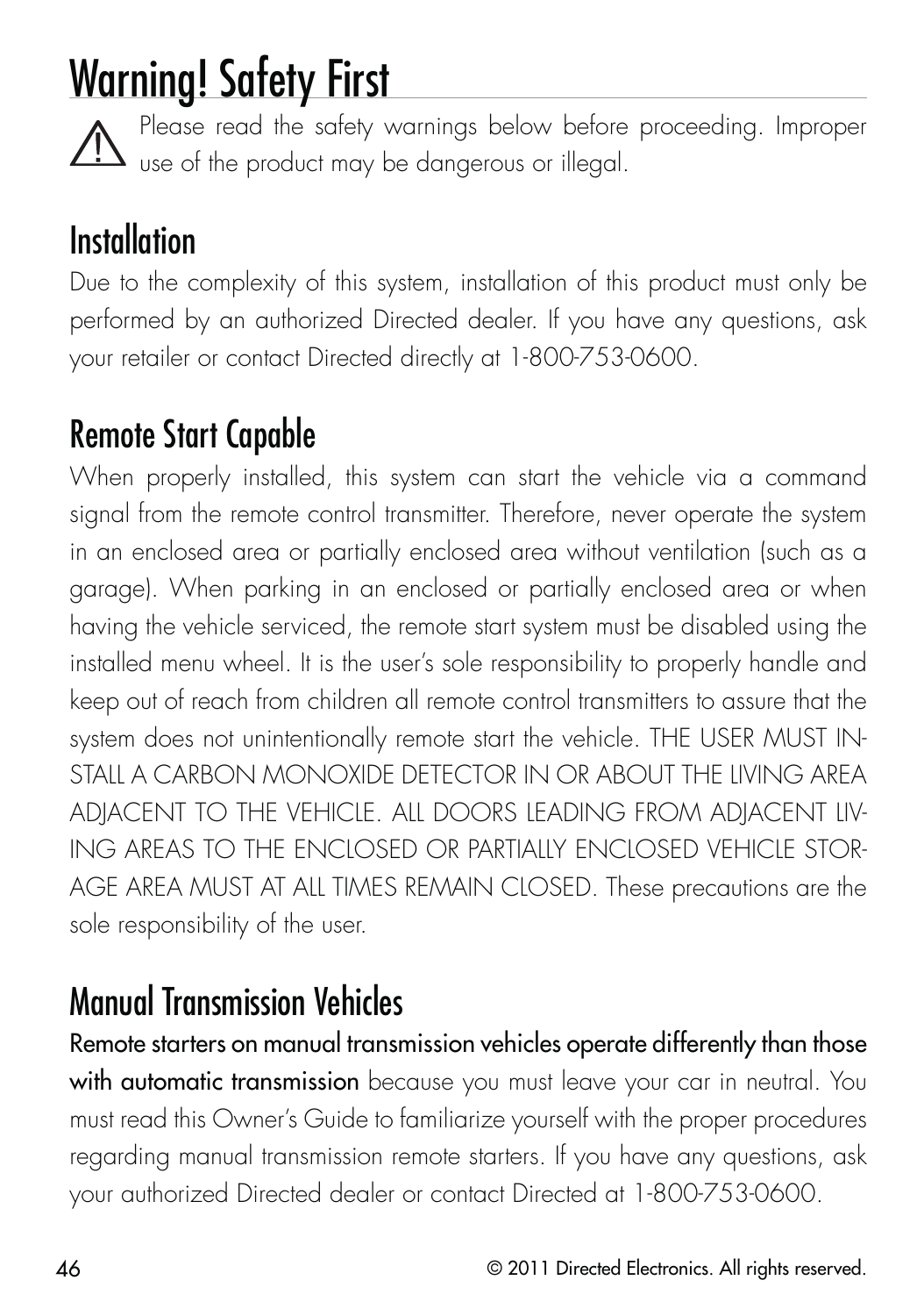# Warning! Safety First

⚠ Please read the safety warnings below before proceeding. Improper use of the product may be dangerous or illegal.

## Installation

Due to the complexity of this system, installation of this product must only be performed by an authorized Directed dealer. If you have any questions, ask your retailer or contact Directed directly at 1-800-753-0600.

## Remote Start Capable

When properly installed, this system can start the vehicle via a command signal from the remote control transmitter. Therefore, never operate the system in an enclosed area or partially enclosed area without ventilation (such as a garage). When parking in an enclosed or partially enclosed area or when having the vehicle serviced, the remote start system must be disabled using the installed menu wheel. It is the user's sole responsibility to properly handle and keep out of reach from children all remote control transmitters to assure that the system does not unintentionally remote start the vehicle. THE USER MUST INSTALL A CARBON MONOXIDE DETECTOR IN OR ABOUT THE LIVING AREA ADJACENT TO THE VEHICLE. ALL DOORS LEADING FROM ADJACENT LIVING AREAS TO THE ENCLOSED OR PARTIALLY ENCLOSED VEHICLE STORAGE AREA MUST AT ALL TIMES REMAIN CLOSED. These precautions are the sole responsibility of the user.

## Manual Transmission Vehicles

**Remote starters on manual transmission vehicles operate differently than those with automatic transmission** because you must leave your car in neutral. You must read this Owner's Guide to familiarize yourself with the proper procedures regarding manual transmission remote starters. If you have any questions, ask your authorized Directed dealer or contact Directed at 1-800-753-0600.

© 2011 Directed Electronics. All rights reserved.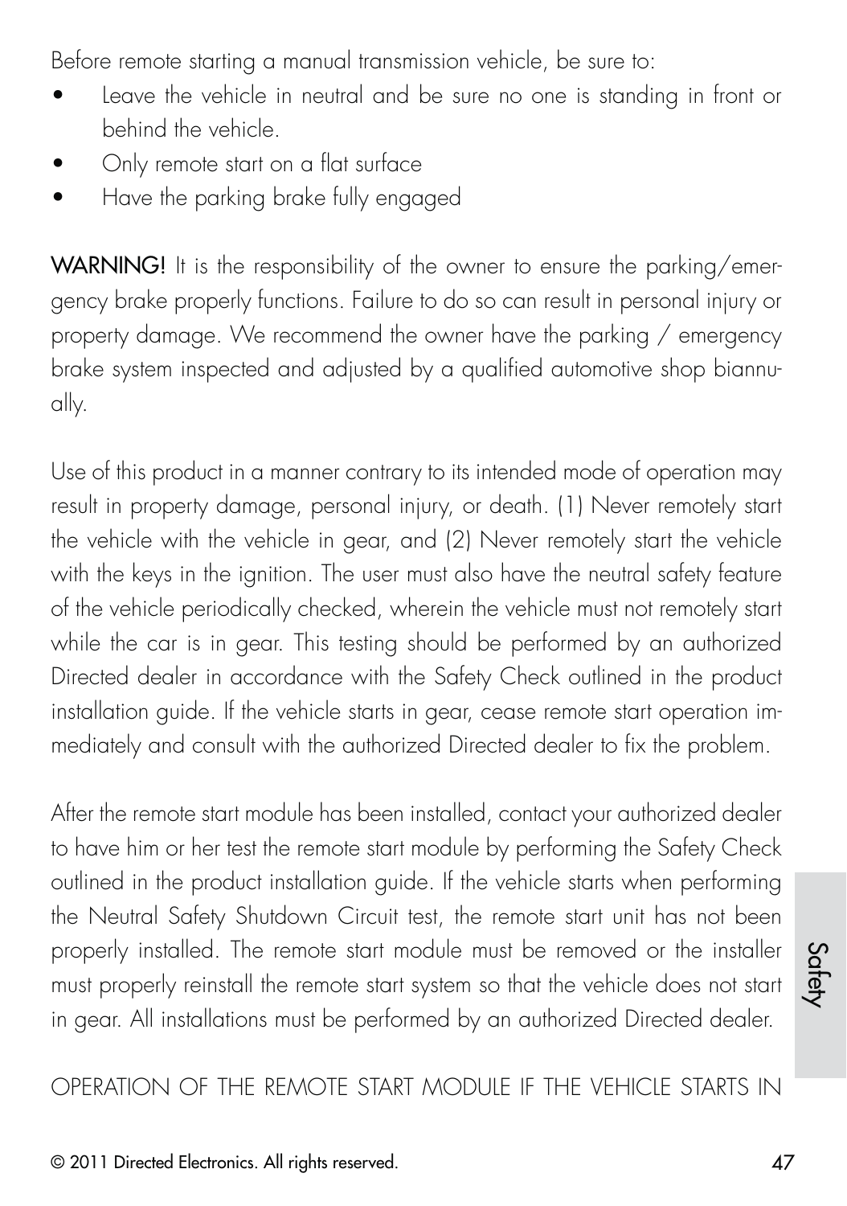Before remote starting a manual transmission vehicle, be sure to:

- Leave the vehicle in neutral and be sure no one is standing in front or behind the vehicle.
- Only remote start on a flat surface
- Have the parking brake fully engaged

**WARNING!** It is the responsibility of the owner to ensure the parking/emergency brake properly functions. Failure to do so can result in personal injury or property damage. We recommend the owner have the parking / emergency brake system inspected and adjusted by a qualified automotive shop biannually.

Use of this product in a manner contrary to its intended mode of operation may result in property damage, personal injury, or death. (1) Never remotely start the vehicle with the vehicle in gear, and (2) Never remotely start the vehicle with the keys in the ignition. The user must also have the neutral safety feature of the vehicle periodically checked, wherein the vehicle must not remotely start while the car is in gear. This testing should be performed by an authorized Directed dealer in accordance with the Safety Check outlined in the product installation guide. If the vehicle starts in gear, cease remote start operation immediately and consult with the authorized Directed dealer to fix the problem.

After the remote start module has been installed, contact your authorized dealer to have him or her test the remote start module by performing the Safety Check outlined in the product installation guide. If the vehicle starts when performing the Neutral Safety Shutdown Circuit test, the remote start unit has not been properly installed. The remote start module must be removed or the installer must properly reinstall the remote start system so that the vehicle does not start in gear. All installations must be performed by an authorized Directed dealer.

OPERATION OF THE REMOTE START MODULE IF THE VEHICLE STARTS IN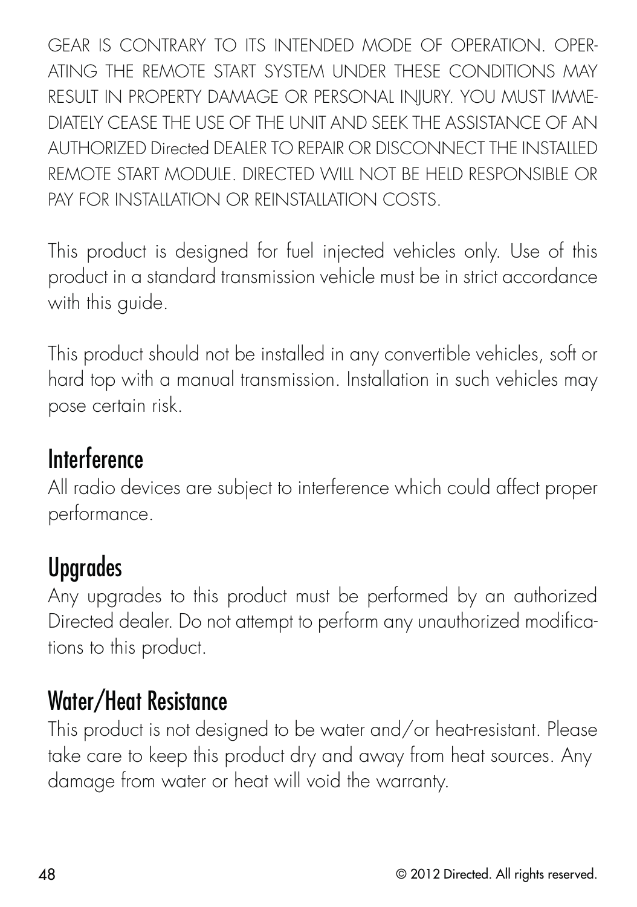GEAR IS CONTRARY TO ITS INTENDED MODE OF OPERATION. OPERATING THE REMOTE START SYSTEM UNDER THESE CONDITIONS MAY RESULT IN PROPERTY DAMAGE OR PERSONAL INJURY. YOU MUST IMMEDIATELY CEASE THE USE OF THE UNIT AND SEEK THE ASSISTANCE OF AN AUTHORIZED Directed DEALER TO REPAIR OR DISCONNECT THE INSTALLED REMOTE START MODULE. DIRECTED WILL NOT BE HELD RESPONSIBLE OR PAY FOR INSTALLATION OR REINSTALLATION COSTS.

This product is designed for fuel injected vehicles only. Use of this product in a standard transmission vehicle must be in strict accordance with this guide.

This product should not be installed in any convertible vehicles, soft or hard top with a manual transmission. Installation in such vehicles may pose certain risk.

## Interference

All radio devices are subject to interference which could affect proper performance.

## Upgrades

Any upgrades to this product must be performed by an authorized Directed dealer. Do not attempt to perform any unauthorized modifications to this product.

## Water/Heat Resistance

This product is not designed to be water and/or heat-resistant. Please take care to keep this product dry and away from heat sources. Any damage from water or heat will void the warranty.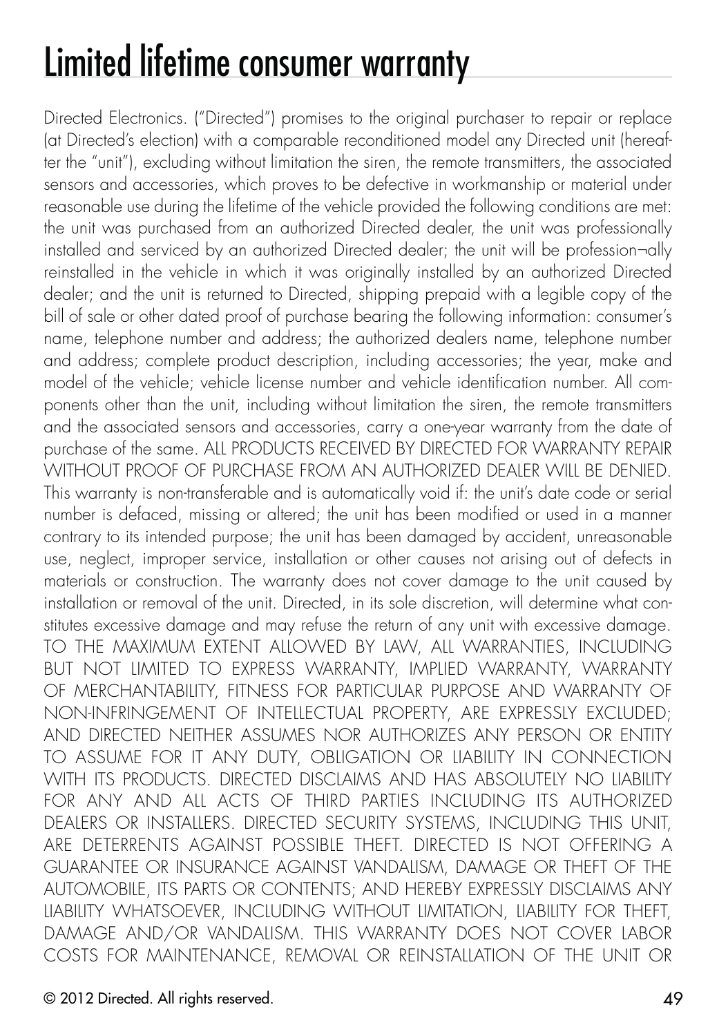# Limited lifetime consumer warranty

Directed Electronics. ("Directed") promises to the original purchaser to repair or replace (at Directed's election) with a comparable reconditioned model any Directed unit (hereafter the "unit"), excluding without limitation the siren, the remote transmitters, the associated sensors and accessories, which proves to be defective in workmanship or material under reasonable use during the lifetime of the vehicle provided the following conditions are met: the unit was purchased from an authorized Directed dealer, the unit was professionally installed and serviced by an authorized Directed dealer; the unit will be profession¬ally reinstalled in the vehicle in which it was originally installed by an authorized Directed dealer; and the unit is returned to Directed, shipping prepaid with a legible copy of the bill of sale or other dated proof of purchase bearing the following information: consumer's name, telephone number and address; the authorized dealers name, telephone number and address; complete product description, including accessories; the year, make and model of the vehicle; vehicle license number and vehicle identification number. All components other than the unit, including without limitation the siren, the remote transmitters and the associated sensors and accessories, carry a one-year warranty from the date of purchase of the same. ALL PRODUCTS RECEIVED BY DIRECTED FOR WARRANTY REPAIR WITHOUT PROOF OF PURCHASE FROM AN AUTHORIZED DEALER WILL BE DENIED. This warranty is non-transferable and is automatically void if: the unit's date code or serial number is defaced, missing or altered; the unit has been modified or used in a manner contrary to its intended purpose; the unit has been damaged by accident, unreasonable use, neglect, improper service, installation or other causes not arising out of defects in materials or construction. The warranty does not cover damage to the unit caused by installation or removal of the unit. Directed, in its sole discretion, will determine what constitutes excessive damage and may refuse the return of any unit with excessive damage. TO THE MAXIMUM EXTENT ALLOWED BY LAW, ALL WARRANTIES, INCLUDING BUT NOT LIMITED TO EXPRESS WARRANTY, IMPLIED WARRANTY, WARRANTY OF MERCHANTABILITY, FITNESS FOR PARTICULAR PURPOSE AND WARRANTY OF NON-INFRINGEMENT OF INTELLECTUAL PROPERTY, ARE EXPRESSLY EXCLUDED; AND DIRECTED NEITHER ASSUMES NOR AUTHORIZES ANY PERSON OR ENTITY TO ASSUME FOR IT ANY DUTY, OBLIGATION OR LIABILITY IN CONNECTION WITH ITS PRODUCTS. DIRECTED DISCLAIMS AND HAS ABSOLUTELY NO LIABILITY FOR ANY AND ALL ACTS OF THIRD PARTIES INCLUDING ITS AUTHORIZED DEALERS OR INSTALLERS. DIRECTED SECURITY SYSTEMS, INCLUDING THIS UNIT, ARE DETERRENTS AGAINST POSSIBLE THEFT. DIRECTED IS NOT OFFERING A GUARANTEE OR INSURANCE AGAINST VANDALISM, DAMAGE OR THEFT OF THE AUTOMOBILE, ITS PARTS OR CONTENTS; AND HEREBY EXPRESSLY DISCLAIMS ANY LIABILITY WHATSOEVER, INCLUDING WITHOUT LIMITATION, LIABILITY FOR THEFT, DAMAGE AND/OR VANDALISM. THIS WARRANTY DOES NOT COVER LABOR COSTS FOR MAINTENANCE, REMOVAL OR REINSTALLATION OF THE UNIT OR

© 2012 Directed. All rights reserved.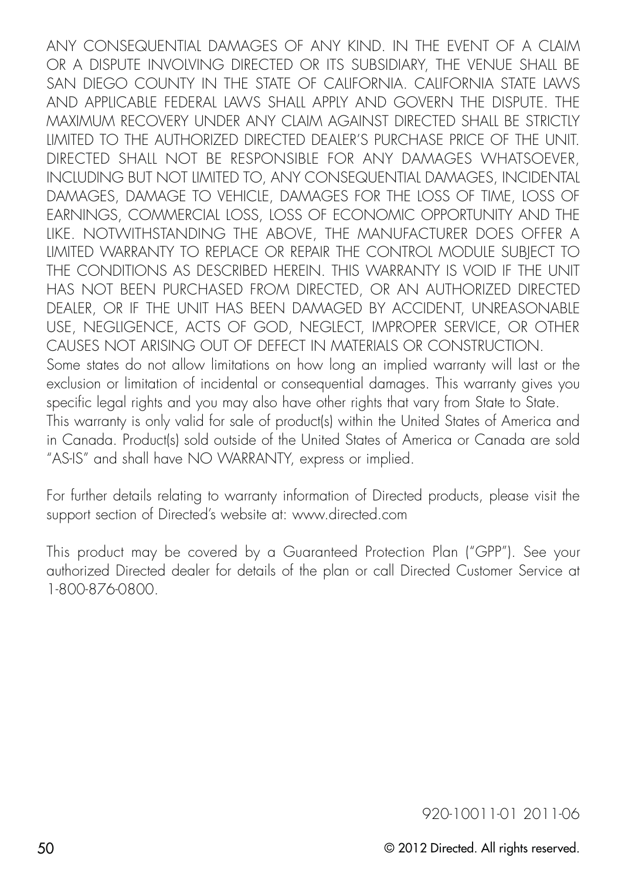ANY CONSEQUENTIAL DAMAGES OF ANY KIND. IN THE EVENT OF A CLAIM OR A DISPUTE INVOLVING DIRECTED OR ITS SUBSIDIARY, THE VENUE SHALL BE SAN DIEGO COUNTY IN THE STATE OF CALIFORNIA. CALIFORNIA STATE LAWS AND APPLICABLE FEDERAL LAWS SHALL APPLY AND GOVERN THE DISPUTE. THE MAXIMUM RECOVERY UNDER ANY CLAIM AGAINST DIRECTED SHALL BE STRICTLY LIMITED TO THE AUTHORIZED DIRECTED DEALER'S PURCHASE PRICE OF THE UNIT. DIRECTED SHALL NOT BE RESPONSIBLE FOR ANY DAMAGES WHATSOEVER, INCLUDING BUT NOT LIMITED TO, ANY CONSEQUENTIAL DAMAGES, INCIDENTAL DAMAGES, DAMAGE TO VEHICLE, DAMAGES FOR THE LOSS OF TIME, LOSS OF EARNINGS, COMMERCIAL LOSS, LOSS OF ECONOMIC OPPORTUNITY AND THE LIKE. NOTWITHSTANDING THE ABOVE, THE MANUFACTURER DOES OFFER A LIMITED WARRANTY TO REPLACE OR REPAIR THE CONTROL MODULE SUBJECT TO THE CONDITIONS AS DESCRIBED HEREIN. THIS WARRANTY IS VOID IF THE UNIT HAS NOT BEEN PURCHASED FROM DIRECTED, OR AN AUTHORIZED DIRECTED DEALER, OR IF THE UNIT HAS BEEN DAMAGED BY ACCIDENT, UNREASONABLE USE, NEGLIGENCE, ACTS OF GOD, NEGLECT, IMPROPER SERVICE, OR OTHER CAUSES NOT ARISING OUT OF DEFECT IN MATERIALS OR CONSTRUCTION.

Some states do not allow limitations on how long an implied warranty will last or the exclusion or limitation of incidental or consequential damages. This warranty gives you specific legal rights and you may also have other rights that vary from State to State.

This warranty is only valid for sale of product(s) within the United States of America and in Canada. Product(s) sold outside of the United States of America or Canada are sold "AS-IS" and shall have NO WARRANTY, express or implied.

For further details relating to warranty information of Directed products, please visit the support section of Directed's website at: www.directed.com

This product may be covered by a Guaranteed Protection Plan ("GPP"). See your authorized Directed dealer for details of the plan or call Directed Customer Service at 1-800-876-0800.

920-10011-01 2011-06

© 2012 Directed. All rights reserved.